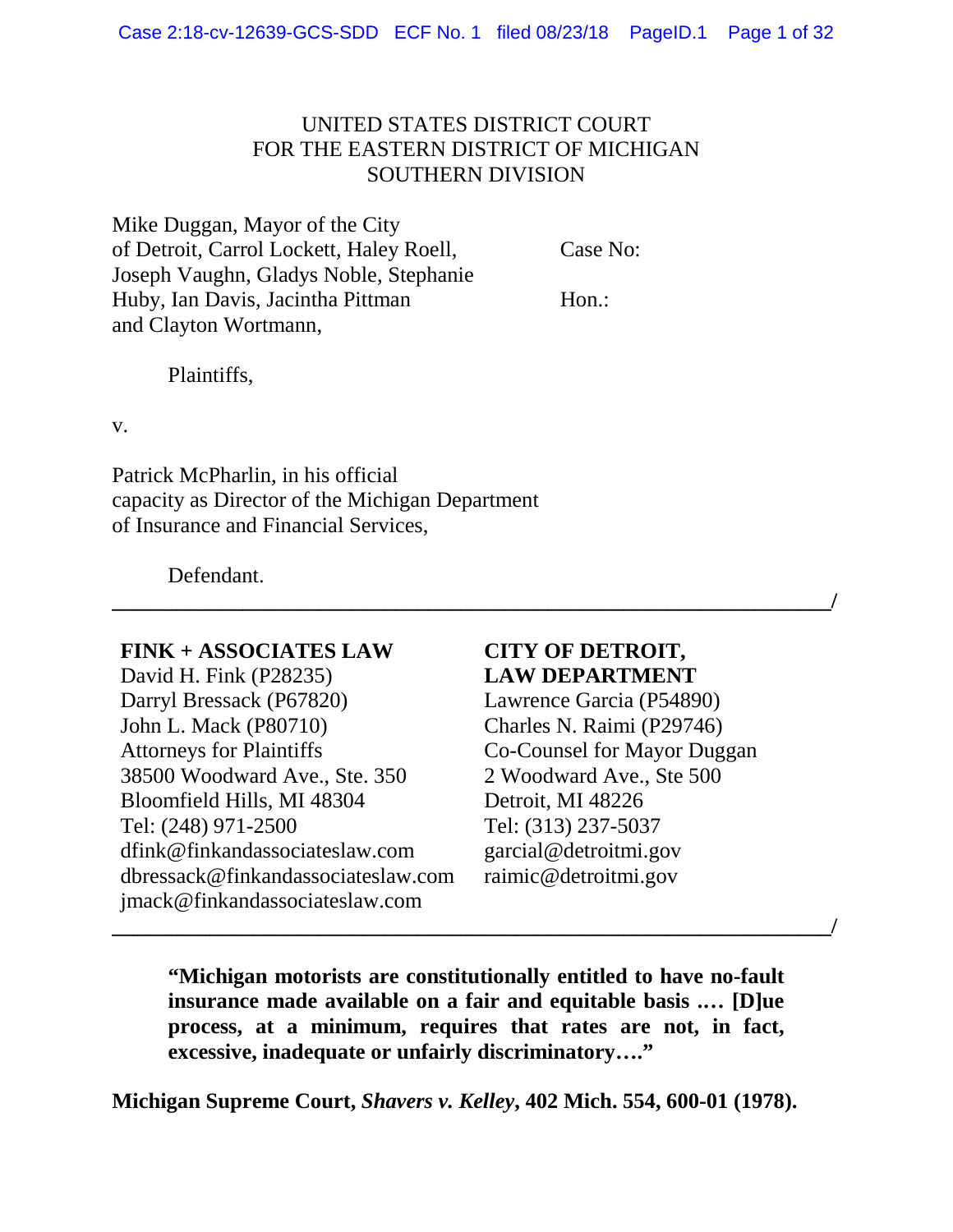UNITED STATES DISTRICT COURT
FOR THE EASTERN DISTRICT OF MICHIGAN
SOUTHERN DIVISION

Mike Duggan, Mayor of the City of Detroit, Carrol Lockett, Haley Roell, Joseph Vaughn, Gladys Noble, Stephanie Huby, Ian Davis, Jacintha Pittman and Clayton Wortmann,

Plaintiffs,

v.

Patrick McPharlin, in his official capacity as Director of the Michigan Department of Insurance and Financial Services,

Defendant.

Case No:

Hon.:

______________________________________________________________________/

**FINK + ASSOCIATES LAW**
David H. Fink (P28235)
Darryl Bressack (P67820)
John L. Mack (P80710)
Attorneys for Plaintiffs
38500 Woodward Ave., Ste. 350
Bloomfield Hills, MI 48304
Tel: (248) 971-2500
dfink@finkandassociateslaw.com
dbressack@finkandassociateslaw.com
jmack@finkandassociateslaw.com

**CITY OF DETROIT, LAW DEPARTMENT**
Lawrence Garcia (P54890)
Charles N. Raimi (P29746)
Co-Counsel for Mayor Duggan
2 Woodward Ave., Ste 500
Detroit, MI 48226
Tel: (313) 237-5037
garcial@detroitmi.gov
raimic@detroitmi.gov

______________________________________________________________________/

> **"Michigan motorists are constitutionally entitled to have no-fault insurance made available on a fair and equitable basis .… [D]ue process, at a minimum, requires that rates are not, in fact, excessive, inadequate or unfairly discriminatory…."**

**Michigan Supreme Court, *Shavers v. Kelley*, 402 Mich. 554, 600-01 (1978).**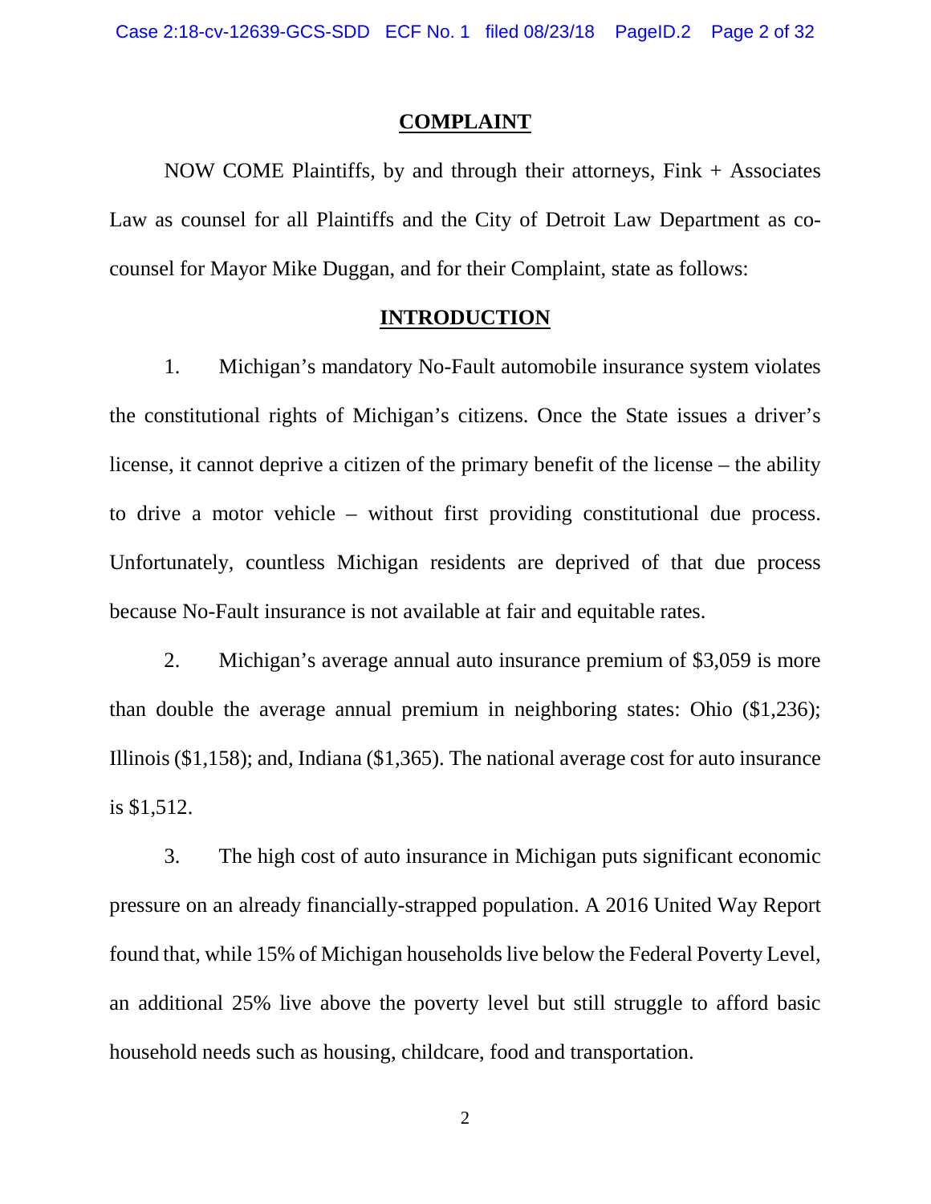## COMPLAINT

NOW COME Plaintiffs, by and through their attorneys, Fink + Associates Law as counsel for all Plaintiffs and the City of Detroit Law Department as co-counsel for Mayor Mike Duggan, and for their Complaint, state as follows:

## INTRODUCTION

1. Michigan's mandatory No-Fault automobile insurance system violates the constitutional rights of Michigan's citizens. Once the State issues a driver's license, it cannot deprive a citizen of the primary benefit of the license – the ability to drive a motor vehicle – without first providing constitutional due process. Unfortunately, countless Michigan residents are deprived of that due process because No-Fault insurance is not available at fair and equitable rates.

2. Michigan's average annual auto insurance premium of $3,059 is more than double the average annual premium in neighboring states: Ohio ($1,236); Illinois ($1,158); and, Indiana ($1,365). The national average cost for auto insurance is $1,512.

3. The high cost of auto insurance in Michigan puts significant economic pressure on an already financially-strapped population. A 2016 United Way Report found that, while 15% of Michigan households live below the Federal Poverty Level, an additional 25% live above the poverty level but still struggle to afford basic household needs such as housing, childcare, food and transportation.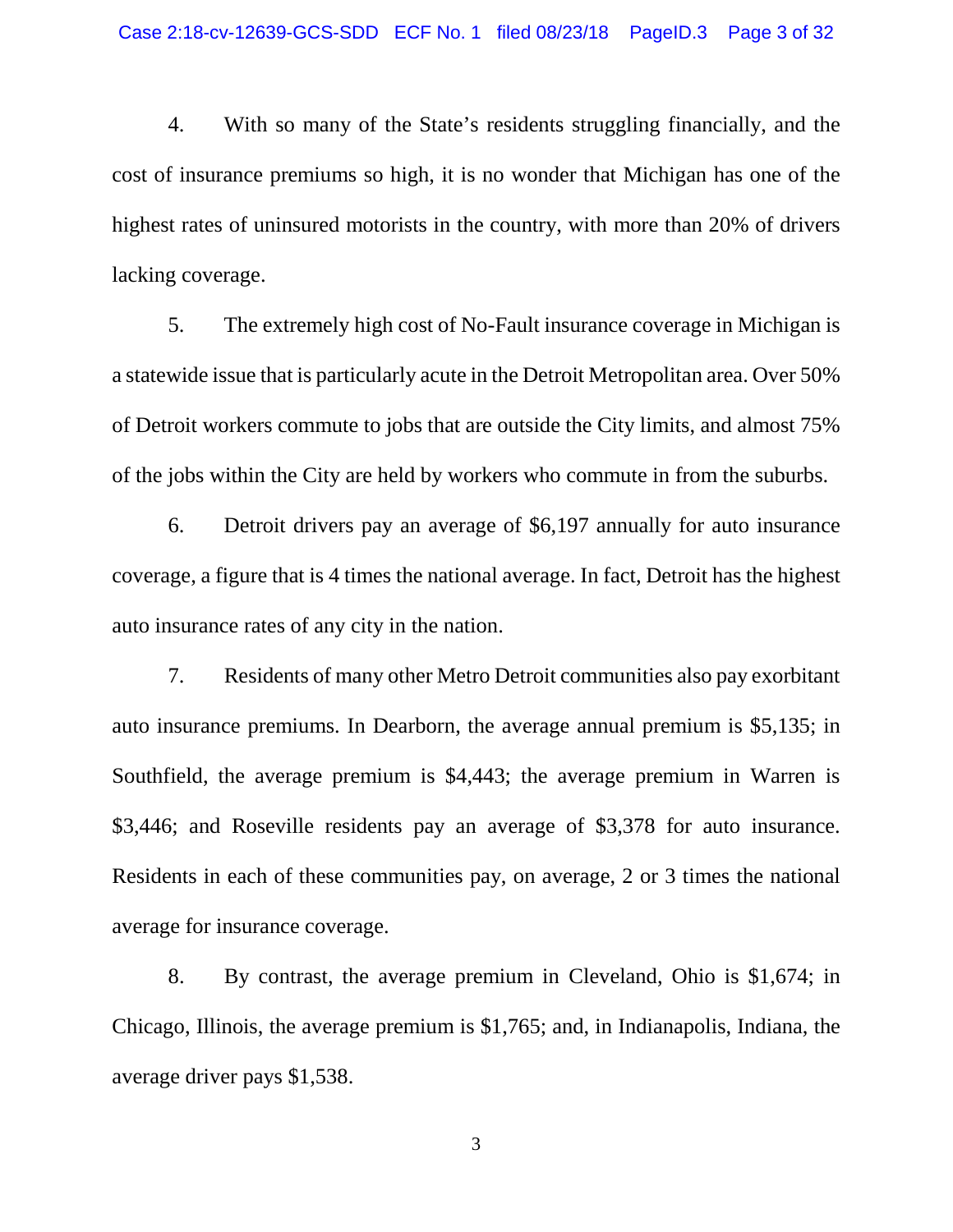4. With so many of the State's residents struggling financially, and the cost of insurance premiums so high, it is no wonder that Michigan has one of the highest rates of uninsured motorists in the country, with more than 20% of drivers lacking coverage.

5. The extremely high cost of No-Fault insurance coverage in Michigan is a statewide issue that is particularly acute in the Detroit Metropolitan area. Over 50% of Detroit workers commute to jobs that are outside the City limits, and almost 75% of the jobs within the City are held by workers who commute in from the suburbs.

6. Detroit drivers pay an average of $6,197 annually for auto insurance coverage, a figure that is 4 times the national average. In fact, Detroit has the highest auto insurance rates of any city in the nation.

7. Residents of many other Metro Detroit communities also pay exorbitant auto insurance premiums. In Dearborn, the average annual premium is $5,135; in Southfield, the average premium is $4,443; the average premium in Warren is $3,446; and Roseville residents pay an average of $3,378 for auto insurance. Residents in each of these communities pay, on average, 2 or 3 times the national average for insurance coverage.

8. By contrast, the average premium in Cleveland, Ohio is $1,674; in Chicago, Illinois, the average premium is $1,765; and, in Indianapolis, Indiana, the average driver pays $1,538.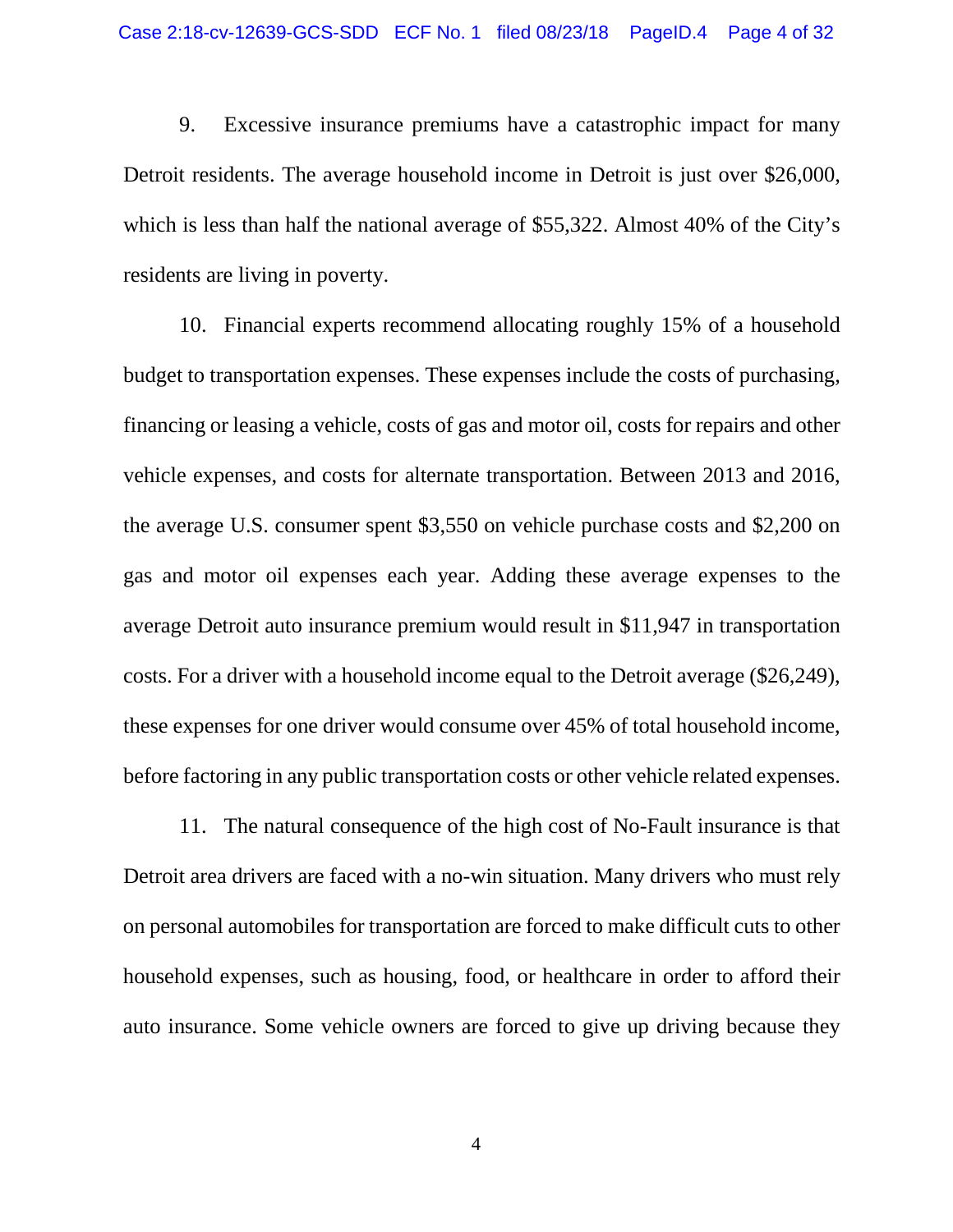9. Excessive insurance premiums have a catastrophic impact for many Detroit residents. The average household income in Detroit is just over $26,000, which is less than half the national average of $55,322. Almost 40% of the City's residents are living in poverty.

10. Financial experts recommend allocating roughly 15% of a household budget to transportation expenses. These expenses include the costs of purchasing, financing or leasing a vehicle, costs of gas and motor oil, costs for repairs and other vehicle expenses, and costs for alternate transportation. Between 2013 and 2016, the average U.S. consumer spent $3,550 on vehicle purchase costs and $2,200 on gas and motor oil expenses each year. Adding these average expenses to the average Detroit auto insurance premium would result in $11,947 in transportation costs. For a driver with a household income equal to the Detroit average ($26,249), these expenses for one driver would consume over 45% of total household income, before factoring in any public transportation costs or other vehicle related expenses.

11. The natural consequence of the high cost of No-Fault insurance is that Detroit area drivers are faced with a no-win situation. Many drivers who must rely on personal automobiles for transportation are forced to make difficult cuts to other household expenses, such as housing, food, or healthcare in order to afford their auto insurance. Some vehicle owners are forced to give up driving because they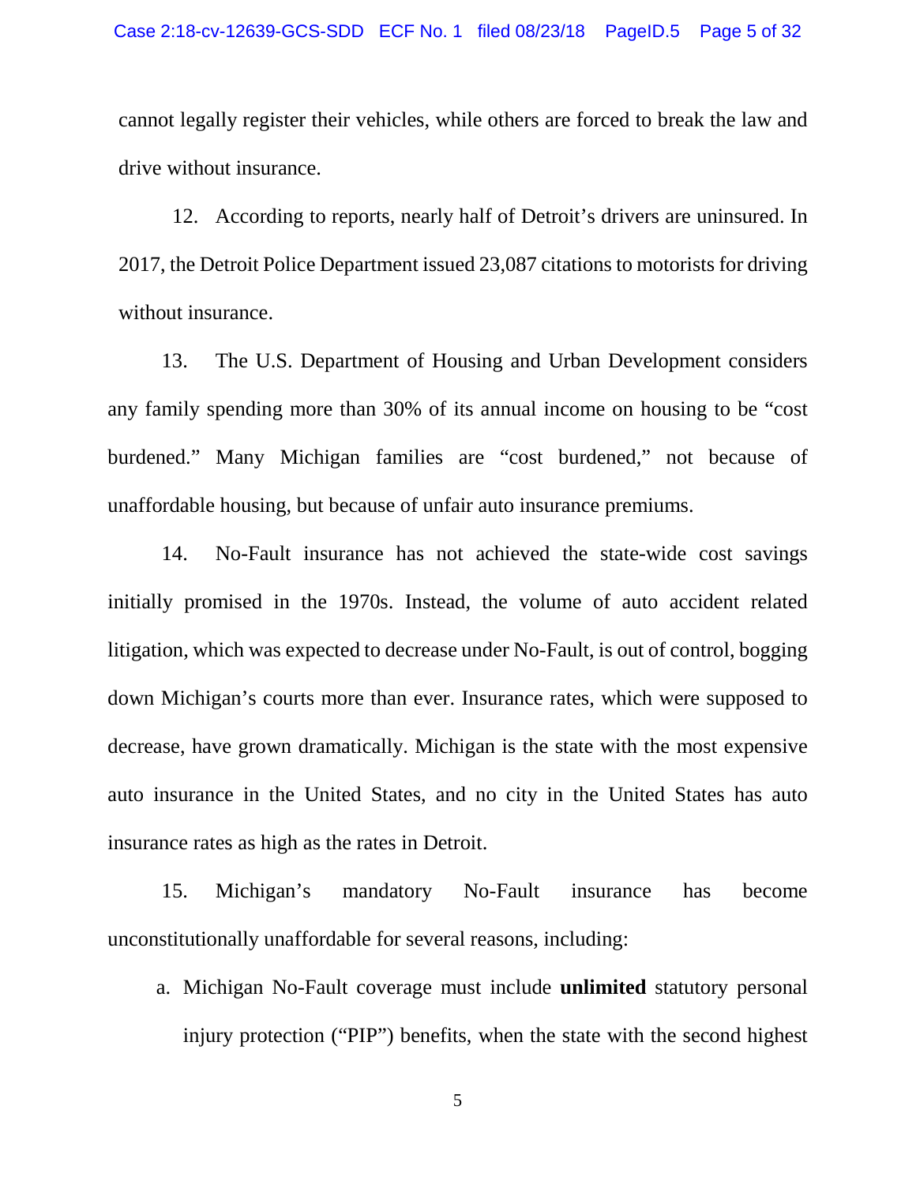cannot legally register their vehicles, while others are forced to break the law and drive without insurance.

12. According to reports, nearly half of Detroit's drivers are uninsured. In 2017, the Detroit Police Department issued 23,087 citations to motorists for driving without insurance.

13. The U.S. Department of Housing and Urban Development considers any family spending more than 30% of its annual income on housing to be "cost burdened." Many Michigan families are "cost burdened," not because of unaffordable housing, but because of unfair auto insurance premiums.

14. No-Fault insurance has not achieved the state-wide cost savings initially promised in the 1970s. Instead, the volume of auto accident related litigation, which was expected to decrease under No-Fault, is out of control, bogging down Michigan's courts more than ever. Insurance rates, which were supposed to decrease, have grown dramatically. Michigan is the state with the most expensive auto insurance in the United States, and no city in the United States has auto insurance rates as high as the rates in Detroit.

15. Michigan's mandatory No-Fault insurance has become unconstitutionally unaffordable for several reasons, including:

a. Michigan No-Fault coverage must include **unlimited** statutory personal injury protection ("PIP") benefits, when the state with the second highest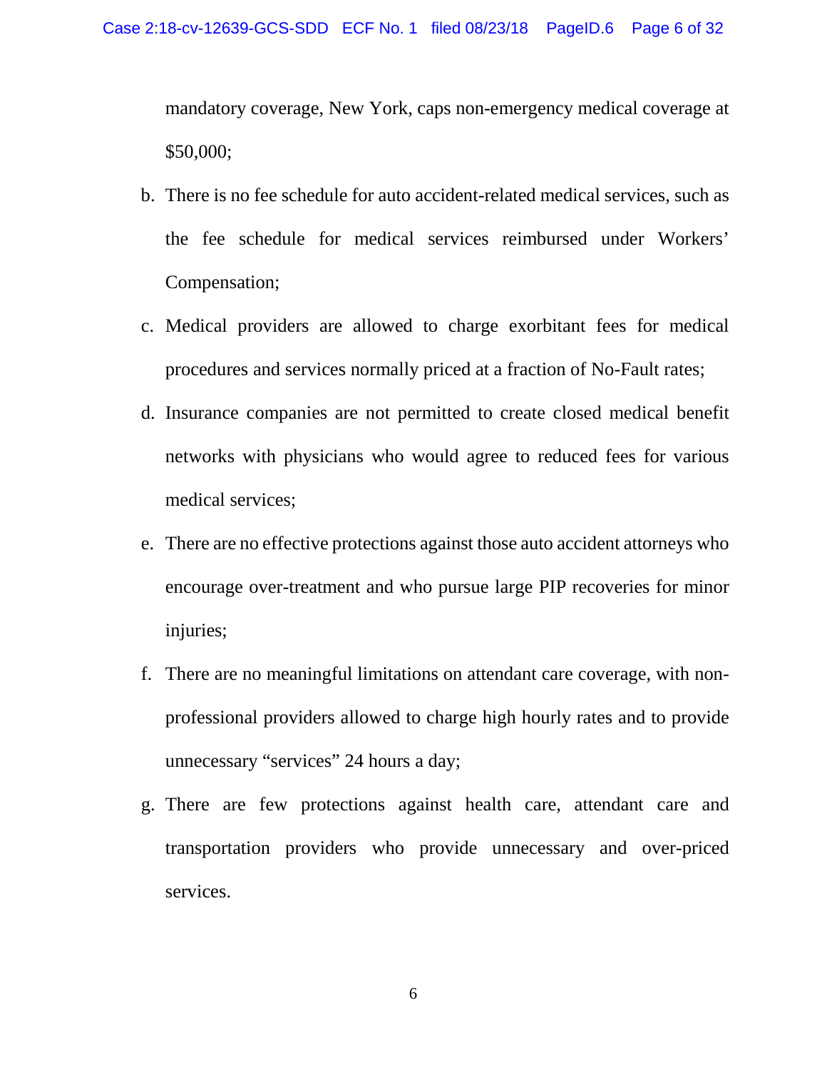mandatory coverage, New York, caps non-emergency medical coverage at $50,000;

b. There is no fee schedule for auto accident-related medical services, such as the fee schedule for medical services reimbursed under Workers' Compensation;

c. Medical providers are allowed to charge exorbitant fees for medical procedures and services normally priced at a fraction of No-Fault rates;

d. Insurance companies are not permitted to create closed medical benefit networks with physicians who would agree to reduced fees for various medical services;

e. There are no effective protections against those auto accident attorneys who encourage over-treatment and who pursue large PIP recoveries for minor injuries;

f. There are no meaningful limitations on attendant care coverage, with non-professional providers allowed to charge high hourly rates and to provide unnecessary "services" 24 hours a day;

g. There are few protections against health care, attendant care and transportation providers who provide unnecessary and over-priced services.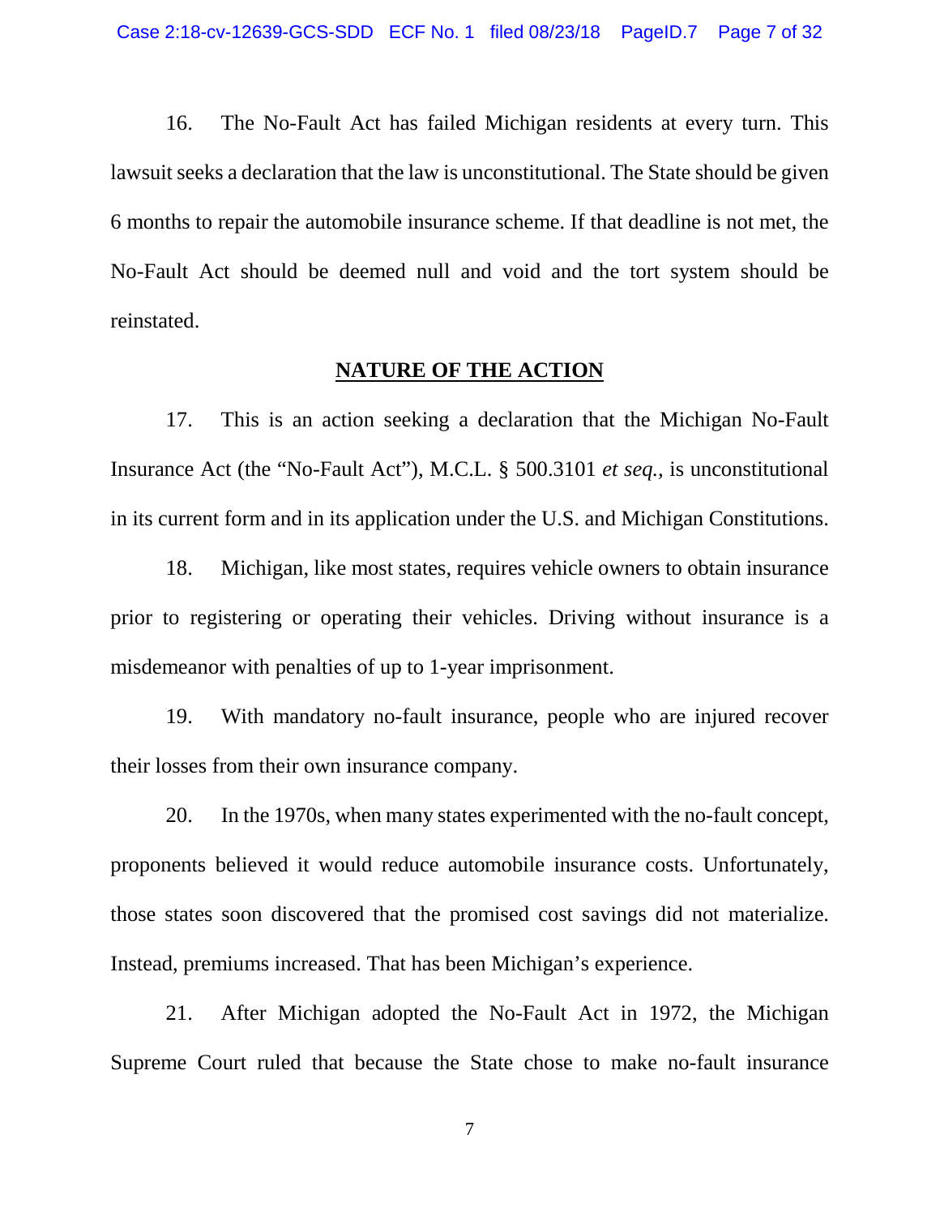16. The No-Fault Act has failed Michigan residents at every turn. This lawsuit seeks a declaration that the law is unconstitutional. The State should be given 6 months to repair the automobile insurance scheme. If that deadline is not met, the No-Fault Act should be deemed null and void and the tort system should be reinstated.

## NATURE OF THE ACTION

17. This is an action seeking a declaration that the Michigan No-Fault Insurance Act (the "No-Fault Act"), M.C.L. § 500.3101 *et seq.*, is unconstitutional in its current form and in its application under the U.S. and Michigan Constitutions.

18. Michigan, like most states, requires vehicle owners to obtain insurance prior to registering or operating their vehicles. Driving without insurance is a misdemeanor with penalties of up to 1-year imprisonment.

19. With mandatory no-fault insurance, people who are injured recover their losses from their own insurance company.

20. In the 1970s, when many states experimented with the no-fault concept, proponents believed it would reduce automobile insurance costs. Unfortunately, those states soon discovered that the promised cost savings did not materialize. Instead, premiums increased. That has been Michigan's experience.

21. After Michigan adopted the No-Fault Act in 1972, the Michigan Supreme Court ruled that because the State chose to make no-fault insurance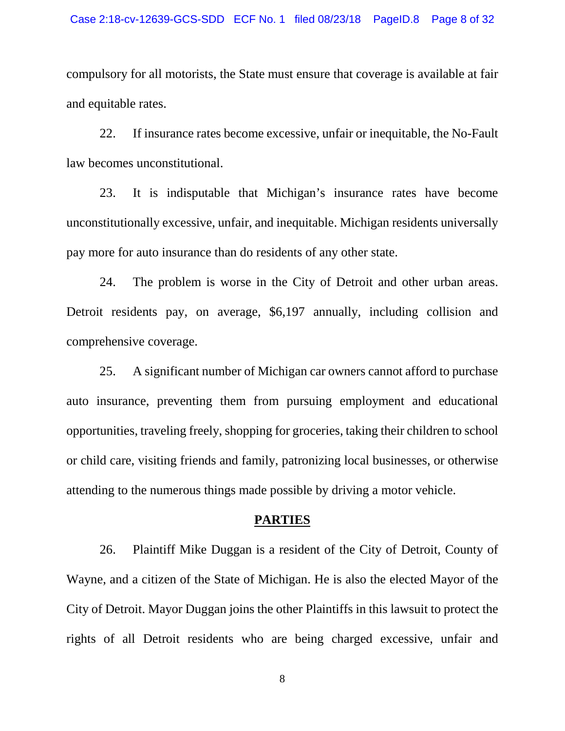compulsory for all motorists, the State must ensure that coverage is available at fair and equitable rates.

22. If insurance rates become excessive, unfair or inequitable, the No-Fault law becomes unconstitutional.

23. It is indisputable that Michigan's insurance rates have become unconstitutionally excessive, unfair, and inequitable. Michigan residents universally pay more for auto insurance than do residents of any other state.

24. The problem is worse in the City of Detroit and other urban areas. Detroit residents pay, on average, $6,197 annually, including collision and comprehensive coverage.

25. A significant number of Michigan car owners cannot afford to purchase auto insurance, preventing them from pursuing employment and educational opportunities, traveling freely, shopping for groceries, taking their children to school or child care, visiting friends and family, patronizing local businesses, or otherwise attending to the numerous things made possible by driving a motor vehicle.

## PARTIES

26. Plaintiff Mike Duggan is a resident of the City of Detroit, County of Wayne, and a citizen of the State of Michigan. He is also the elected Mayor of the City of Detroit. Mayor Duggan joins the other Plaintiffs in this lawsuit to protect the rights of all Detroit residents who are being charged excessive, unfair and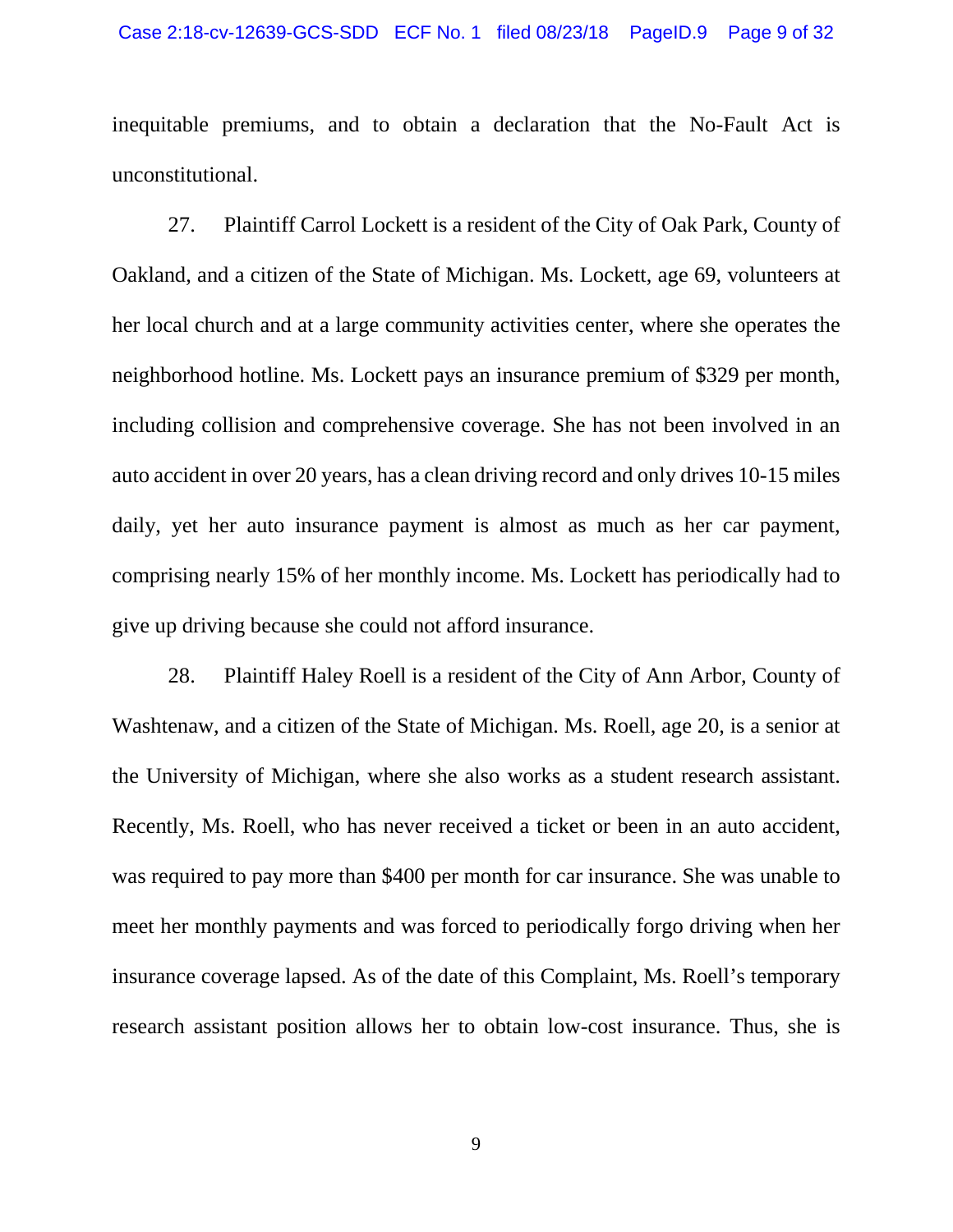inequitable premiums, and to obtain a declaration that the No-Fault Act is unconstitutional.

27. Plaintiff Carrol Lockett is a resident of the City of Oak Park, County of Oakland, and a citizen of the State of Michigan. Ms. Lockett, age 69, volunteers at her local church and at a large community activities center, where she operates the neighborhood hotline. Ms. Lockett pays an insurance premium of $329 per month, including collision and comprehensive coverage. She has not been involved in an auto accident in over 20 years, has a clean driving record and only drives 10-15 miles daily, yet her auto insurance payment is almost as much as her car payment, comprising nearly 15% of her monthly income. Ms. Lockett has periodically had to give up driving because she could not afford insurance.

28. Plaintiff Haley Roell is a resident of the City of Ann Arbor, County of Washtenaw, and a citizen of the State of Michigan. Ms. Roell, age 20, is a senior at the University of Michigan, where she also works as a student research assistant. Recently, Ms. Roell, who has never received a ticket or been in an auto accident, was required to pay more than $400 per month for car insurance. She was unable to meet her monthly payments and was forced to periodically forgo driving when her insurance coverage lapsed. As of the date of this Complaint, Ms. Roell's temporary research assistant position allows her to obtain low-cost insurance. Thus, she is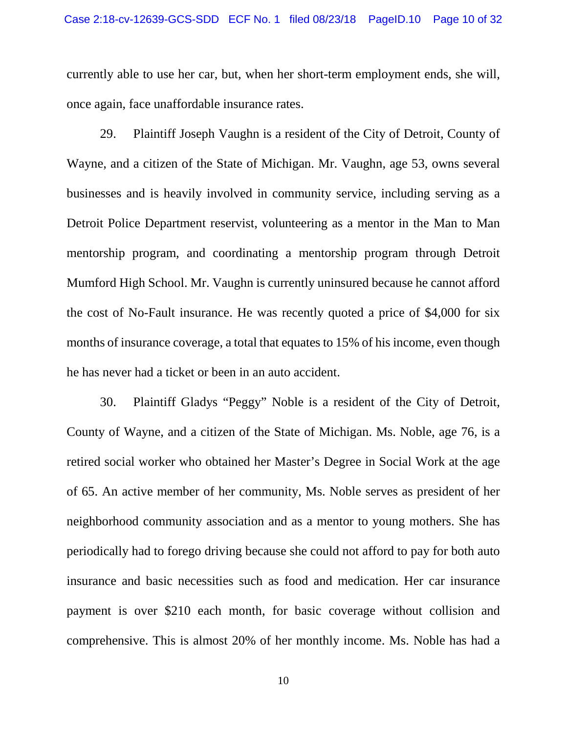currently able to use her car, but, when her short-term employment ends, she will, once again, face unaffordable insurance rates.

29. Plaintiff Joseph Vaughn is a resident of the City of Detroit, County of Wayne, and a citizen of the State of Michigan. Mr. Vaughn, age 53, owns several businesses and is heavily involved in community service, including serving as a Detroit Police Department reservist, volunteering as a mentor in the Man to Man mentorship program, and coordinating a mentorship program through Detroit Mumford High School. Mr. Vaughn is currently uninsured because he cannot afford the cost of No-Fault insurance. He was recently quoted a price of $4,000 for six months of insurance coverage, a total that equates to 15% of his income, even though he has never had a ticket or been in an auto accident.

30. Plaintiff Gladys "Peggy" Noble is a resident of the City of Detroit, County of Wayne, and a citizen of the State of Michigan. Ms. Noble, age 76, is a retired social worker who obtained her Master's Degree in Social Work at the age of 65. An active member of her community, Ms. Noble serves as president of her neighborhood community association and as a mentor to young mothers. She has periodically had to forego driving because she could not afford to pay for both auto insurance and basic necessities such as food and medication. Her car insurance payment is over $210 each month, for basic coverage without collision and comprehensive. This is almost 20% of her monthly income. Ms. Noble has had a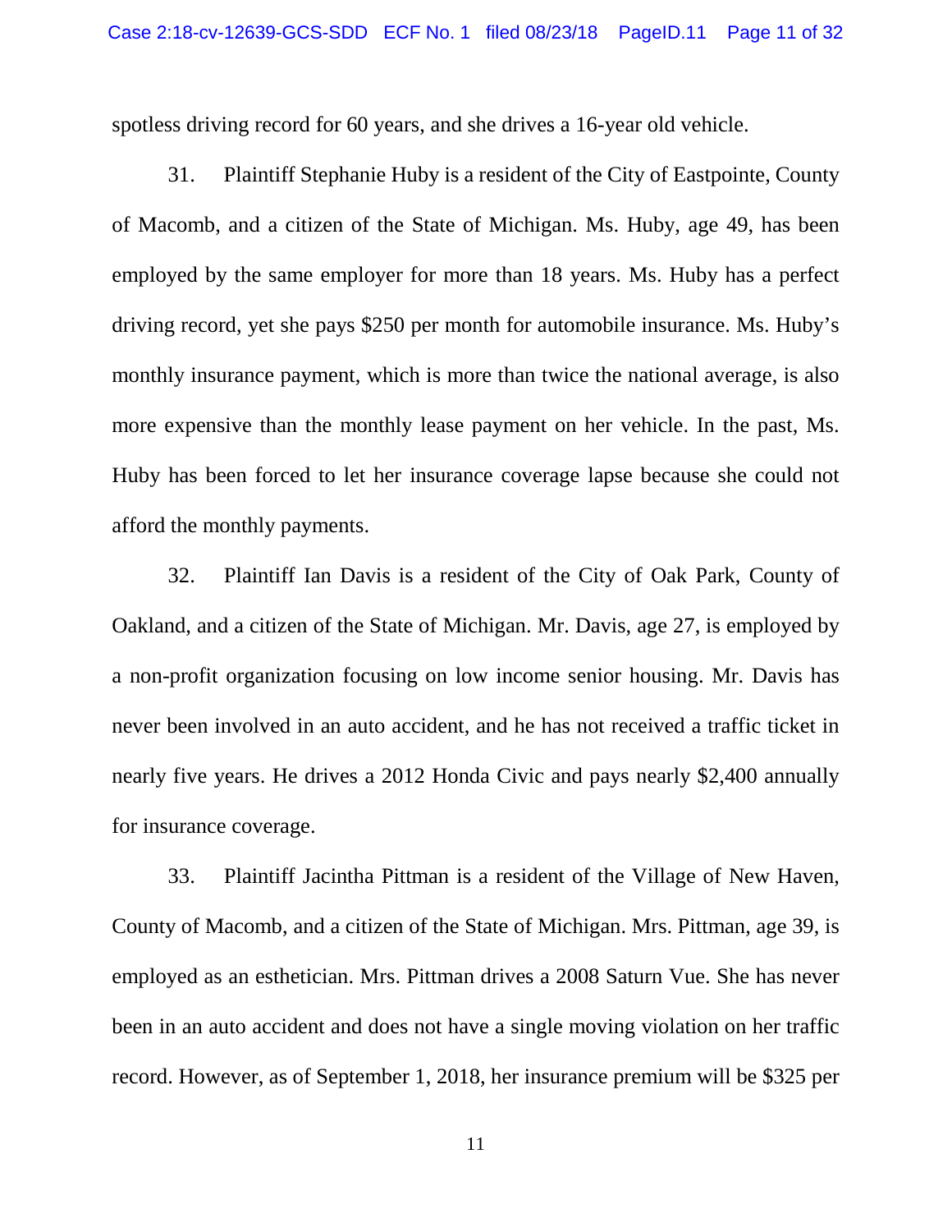spotless driving record for 60 years, and she drives a 16-year old vehicle.

31. Plaintiff Stephanie Huby is a resident of the City of Eastpointe, County of Macomb, and a citizen of the State of Michigan. Ms. Huby, age 49, has been employed by the same employer for more than 18 years. Ms. Huby has a perfect driving record, yet she pays $250 per month for automobile insurance. Ms. Huby's monthly insurance payment, which is more than twice the national average, is also more expensive than the monthly lease payment on her vehicle. In the past, Ms. Huby has been forced to let her insurance coverage lapse because she could not afford the monthly payments.

32. Plaintiff Ian Davis is a resident of the City of Oak Park, County of Oakland, and a citizen of the State of Michigan. Mr. Davis, age 27, is employed by a non-profit organization focusing on low income senior housing. Mr. Davis has never been involved in an auto accident, and he has not received a traffic ticket in nearly five years. He drives a 2012 Honda Civic and pays nearly $2,400 annually for insurance coverage.

33. Plaintiff Jacintha Pittman is a resident of the Village of New Haven, County of Macomb, and a citizen of the State of Michigan. Mrs. Pittman, age 39, is employed as an esthetician. Mrs. Pittman drives a 2008 Saturn Vue. She has never been in an auto accident and does not have a single moving violation on her traffic record. However, as of September 1, 2018, her insurance premium will be $325 per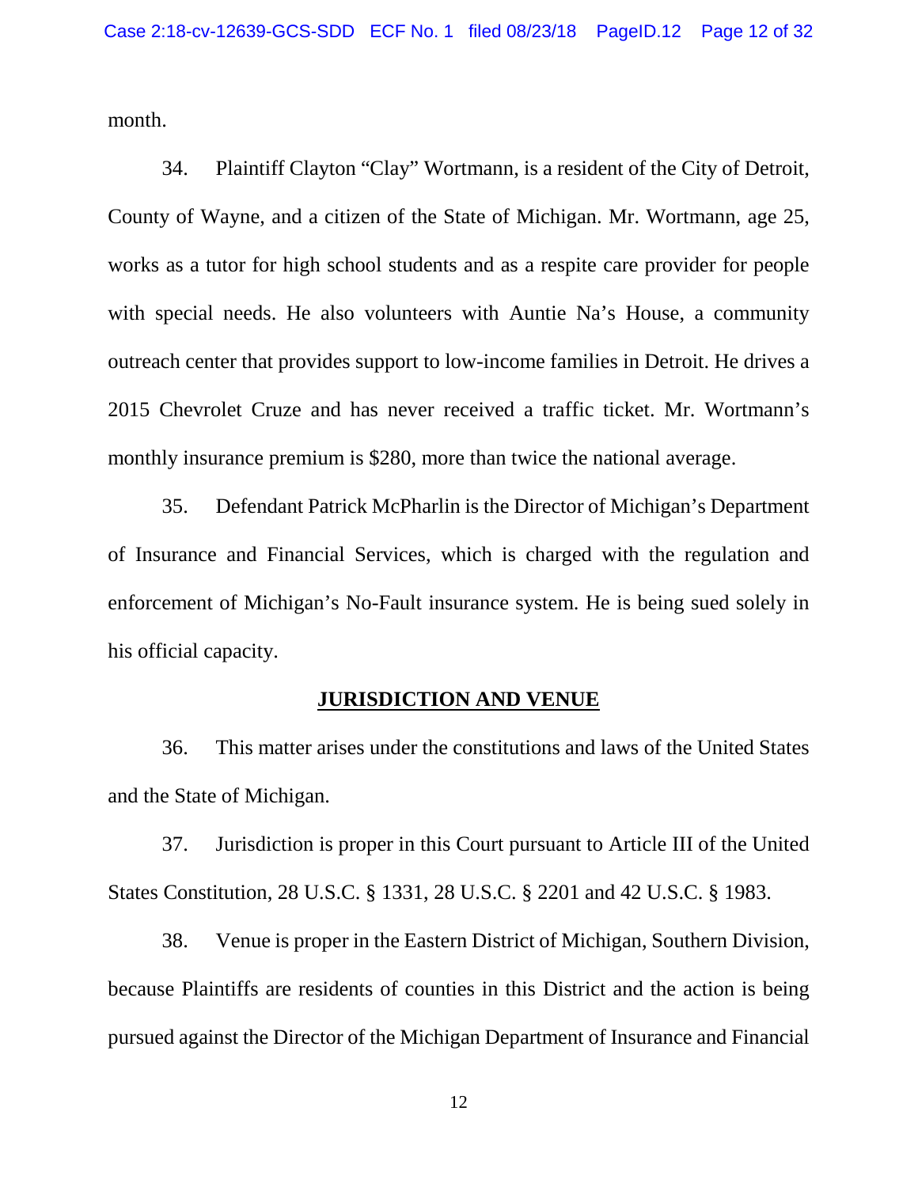month.

34. Plaintiff Clayton "Clay" Wortmann, is a resident of the City of Detroit, County of Wayne, and a citizen of the State of Michigan. Mr. Wortmann, age 25, works as a tutor for high school students and as a respite care provider for people with special needs. He also volunteers with Auntie Na's House, a community outreach center that provides support to low-income families in Detroit. He drives a 2015 Chevrolet Cruze and has never received a traffic ticket. Mr. Wortmann's monthly insurance premium is $280, more than twice the national average.

35. Defendant Patrick McPharlin is the Director of Michigan's Department of Insurance and Financial Services, which is charged with the regulation and enforcement of Michigan's No-Fault insurance system. He is being sued solely in his official capacity.

## JURISDICTION AND VENUE

36. This matter arises under the constitutions and laws of the United States and the State of Michigan.

37. Jurisdiction is proper in this Court pursuant to Article III of the United States Constitution, 28 U.S.C. § 1331, 28 U.S.C. § 2201 and 42 U.S.C. § 1983.

38. Venue is proper in the Eastern District of Michigan, Southern Division, because Plaintiffs are residents of counties in this District and the action is being pursued against the Director of the Michigan Department of Insurance and Financial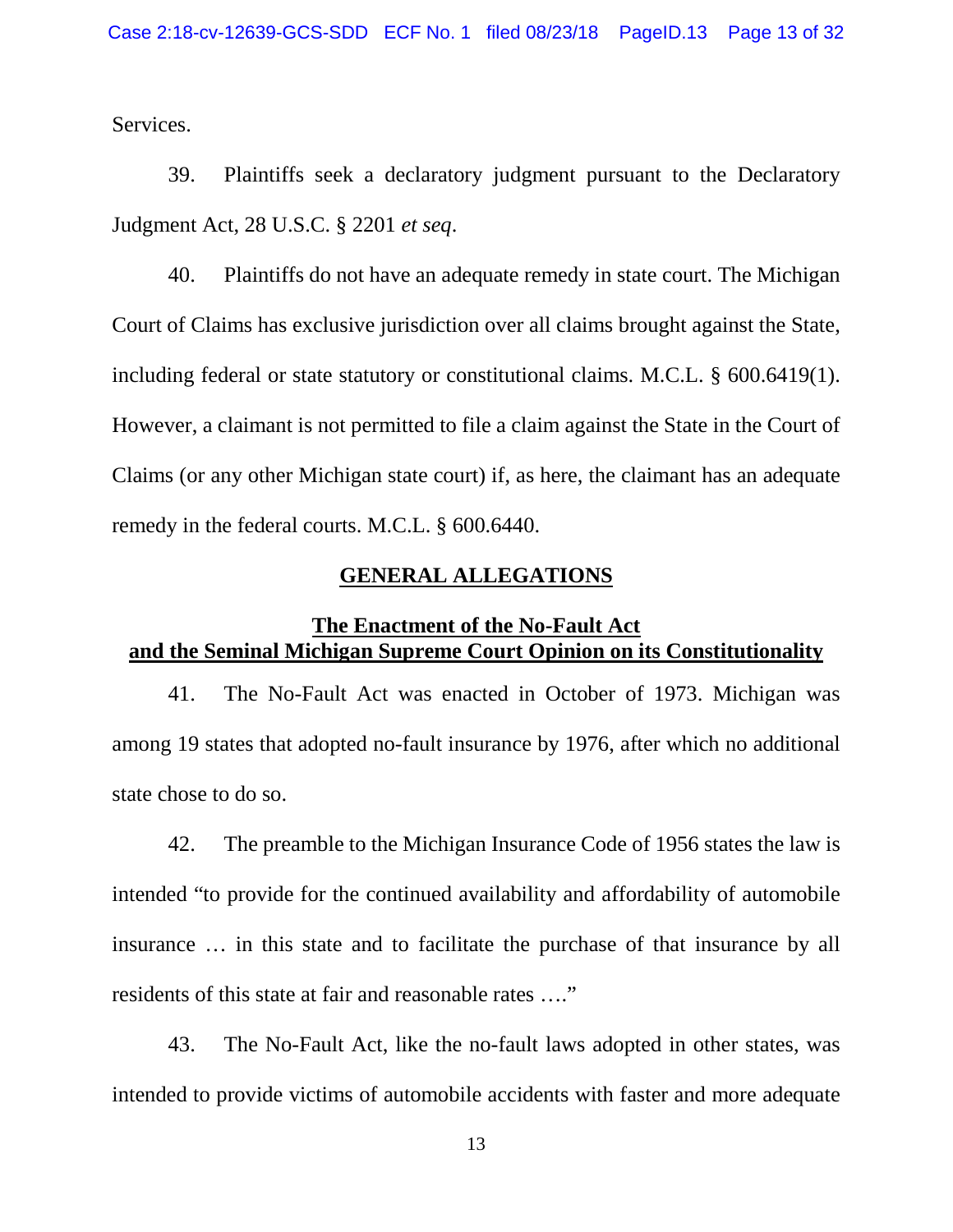Services.

39. Plaintiffs seek a declaratory judgment pursuant to the Declaratory Judgment Act, 28 U.S.C. § 2201 *et seq*.

40. Plaintiffs do not have an adequate remedy in state court. The Michigan Court of Claims has exclusive jurisdiction over all claims brought against the State, including federal or state statutory or constitutional claims. M.C.L. § 600.6419(1). However, a claimant is not permitted to file a claim against the State in the Court of Claims (or any other Michigan state court) if, as here, the claimant has an adequate remedy in the federal courts. M.C.L. § 600.6440.

## GENERAL ALLEGATIONS

### The Enactment of the No-Fault Act and the Seminal Michigan Supreme Court Opinion on its Constitutionality

41. The No-Fault Act was enacted in October of 1973. Michigan was among 19 states that adopted no-fault insurance by 1976, after which no additional state chose to do so.

42. The preamble to the Michigan Insurance Code of 1956 states the law is intended "to provide for the continued availability and affordability of automobile insurance … in this state and to facilitate the purchase of that insurance by all residents of this state at fair and reasonable rates …."

43. The No-Fault Act, like the no-fault laws adopted in other states, was intended to provide victims of automobile accidents with faster and more adequate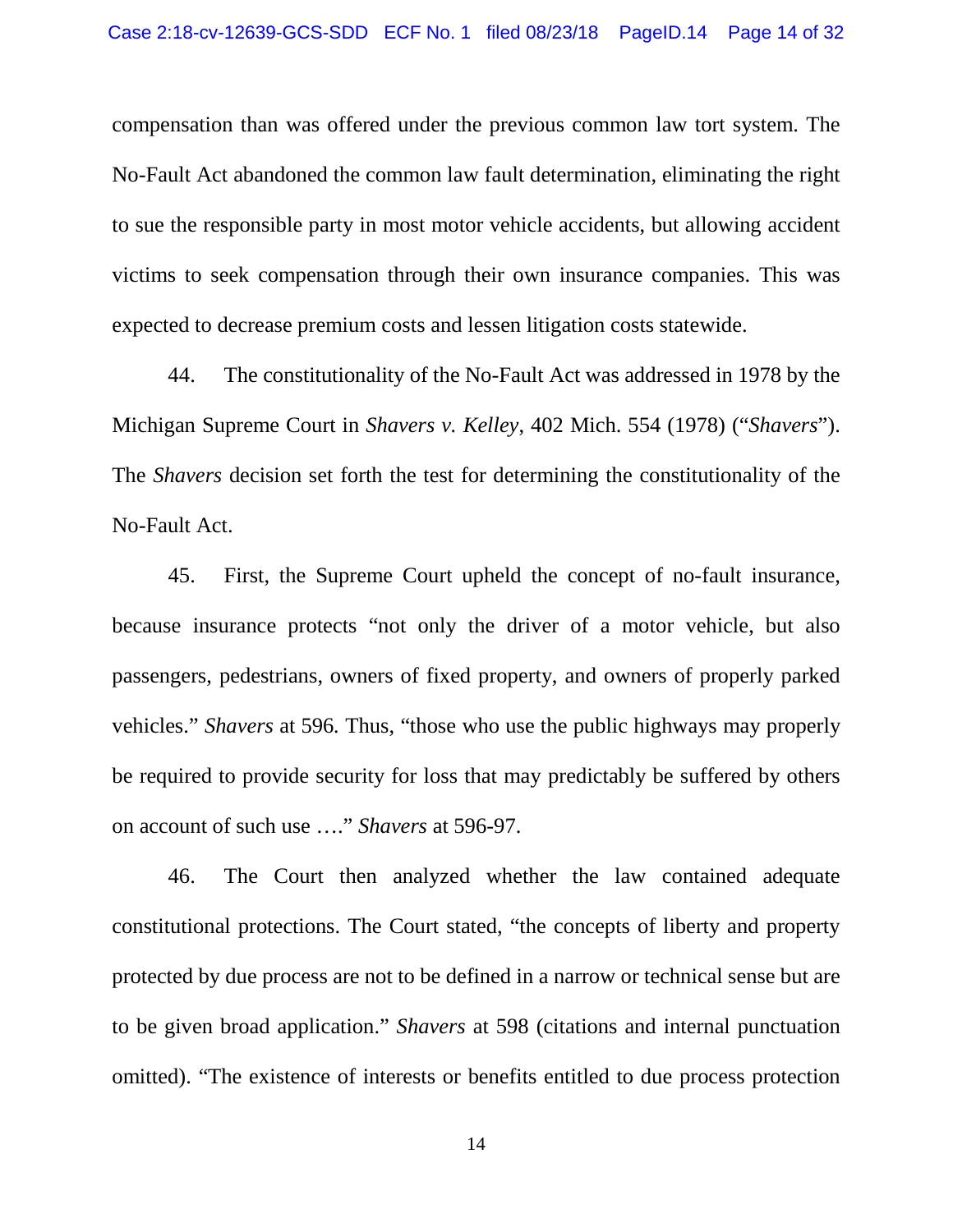compensation than was offered under the previous common law tort system. The No-Fault Act abandoned the common law fault determination, eliminating the right to sue the responsible party in most motor vehicle accidents, but allowing accident victims to seek compensation through their own insurance companies. This was expected to decrease premium costs and lessen litigation costs statewide.

44. The constitutionality of the No-Fault Act was addressed in 1978 by the Michigan Supreme Court in *Shavers v. Kelley*, 402 Mich. 554 (1978) ("*Shavers*"). The *Shavers* decision set forth the test for determining the constitutionality of the No-Fault Act.

45. First, the Supreme Court upheld the concept of no-fault insurance, because insurance protects "not only the driver of a motor vehicle, but also passengers, pedestrians, owners of fixed property, and owners of properly parked vehicles." *Shavers* at 596. Thus, "those who use the public highways may properly be required to provide security for loss that may predictably be suffered by others on account of such use …." *Shavers* at 596-97.

46. The Court then analyzed whether the law contained adequate constitutional protections. The Court stated, "the concepts of liberty and property protected by due process are not to be defined in a narrow or technical sense but are to be given broad application." *Shavers* at 598 (citations and internal punctuation omitted). "The existence of interests or benefits entitled to due process protection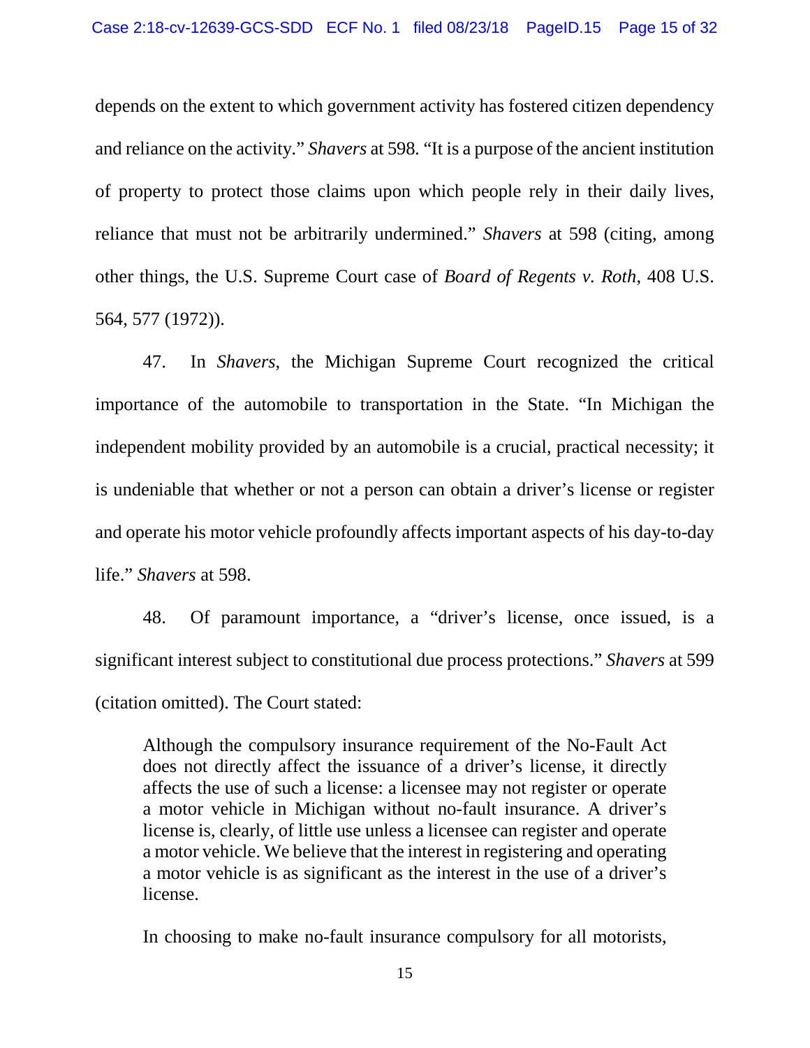depends on the extent to which government activity has fostered citizen dependency and reliance on the activity." *Shavers* at 598. "It is a purpose of the ancient institution of property to protect those claims upon which people rely in their daily lives, reliance that must not be arbitrarily undermined." *Shavers* at 598 (citing, among other things, the U.S. Supreme Court case of *Board of Regents v. Roth*, 408 U.S. 564, 577 (1972)).

47. In *Shavers*, the Michigan Supreme Court recognized the critical importance of the automobile to transportation in the State. "In Michigan the independent mobility provided by an automobile is a crucial, practical necessity; it is undeniable that whether or not a person can obtain a driver's license or register and operate his motor vehicle profoundly affects important aspects of his day-to-day life." *Shavers* at 598.

48. Of paramount importance, a "driver's license, once issued, is a significant interest subject to constitutional due process protections." *Shavers* at 599 (citation omitted). The Court stated:

> Although the compulsory insurance requirement of the No-Fault Act does not directly affect the issuance of a driver's license, it directly affects the use of such a license: a licensee may not register or operate a motor vehicle in Michigan without no-fault insurance. A driver's license is, clearly, of little use unless a licensee can register and operate a motor vehicle. We believe that the interest in registering and operating a motor vehicle is as significant as the interest in the use of a driver's license.
>
> In choosing to make no-fault insurance compulsory for all motorists,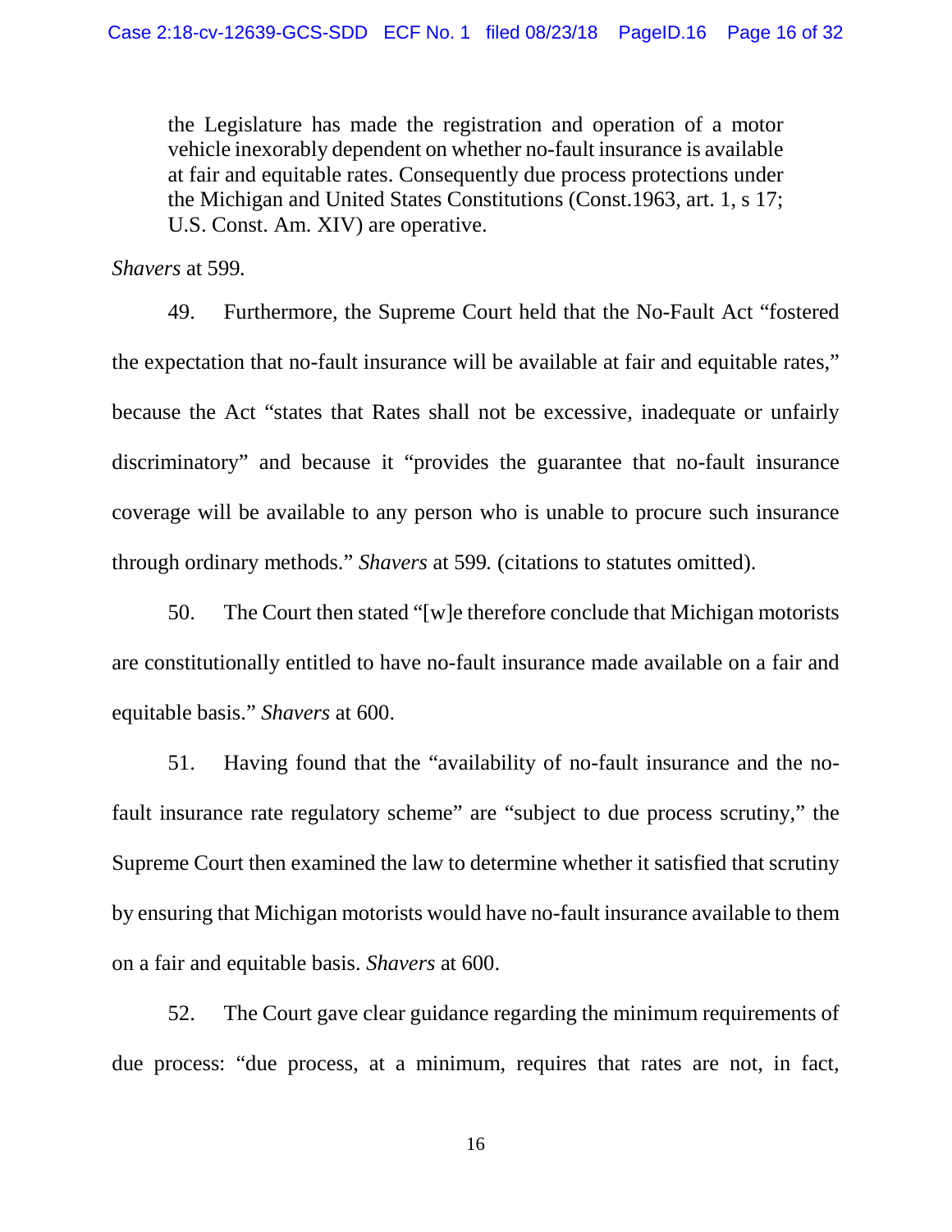> the Legislature has made the registration and operation of a motor vehicle inexorably dependent on whether no-fault insurance is available at fair and equitable rates. Consequently due process protections under the Michigan and United States Constitutions (Const.1963, art. 1, s 17; U.S. Const. Am. XIV) are operative.

*Shavers* at 599.

49. Furthermore, the Supreme Court held that the No-Fault Act "fostered the expectation that no-fault insurance will be available at fair and equitable rates," because the Act "states that Rates shall not be excessive, inadequate or unfairly discriminatory" and because it "provides the guarantee that no-fault insurance coverage will be available to any person who is unable to procure such insurance through ordinary methods." *Shavers* at 599. (citations to statutes omitted).

50. The Court then stated "[w]e therefore conclude that Michigan motorists are constitutionally entitled to have no-fault insurance made available on a fair and equitable basis." *Shavers* at 600.

51. Having found that the "availability of no-fault insurance and the no-fault insurance rate regulatory scheme" are "subject to due process scrutiny," the Supreme Court then examined the law to determine whether it satisfied that scrutiny by ensuring that Michigan motorists would have no-fault insurance available to them on a fair and equitable basis. *Shavers* at 600.

52. The Court gave clear guidance regarding the minimum requirements of due process: "due process, at a minimum, requires that rates are not, in fact,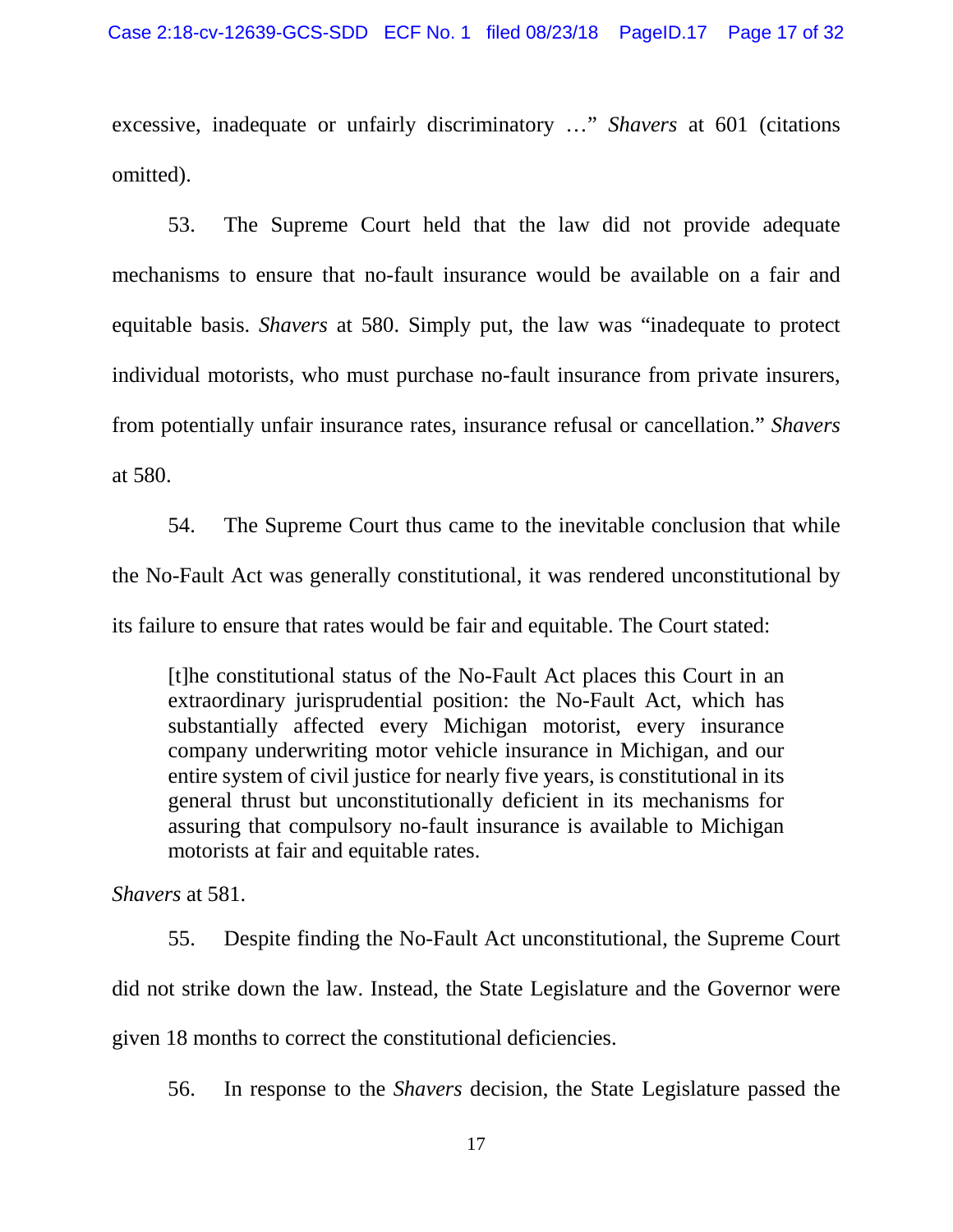excessive, inadequate or unfairly discriminatory …" *Shavers* at 601 (citations omitted).

53. The Supreme Court held that the law did not provide adequate mechanisms to ensure that no-fault insurance would be available on a fair and equitable basis. *Shavers* at 580. Simply put, the law was "inadequate to protect individual motorists, who must purchase no-fault insurance from private insurers, from potentially unfair insurance rates, insurance refusal or cancellation." *Shavers* at 580.

54. The Supreme Court thus came to the inevitable conclusion that while the No-Fault Act was generally constitutional, it was rendered unconstitutional by its failure to ensure that rates would be fair and equitable. The Court stated:

> [t]he constitutional status of the No-Fault Act places this Court in an extraordinary jurisprudential position: the No-Fault Act, which has substantially affected every Michigan motorist, every insurance company underwriting motor vehicle insurance in Michigan, and our entire system of civil justice for nearly five years, is constitutional in its general thrust but unconstitutionally deficient in its mechanisms for assuring that compulsory no-fault insurance is available to Michigan motorists at fair and equitable rates.

*Shavers* at 581.

55. Despite finding the No-Fault Act unconstitutional, the Supreme Court did not strike down the law. Instead, the State Legislature and the Governor were given 18 months to correct the constitutional deficiencies.

56. In response to the *Shavers* decision, the State Legislature passed the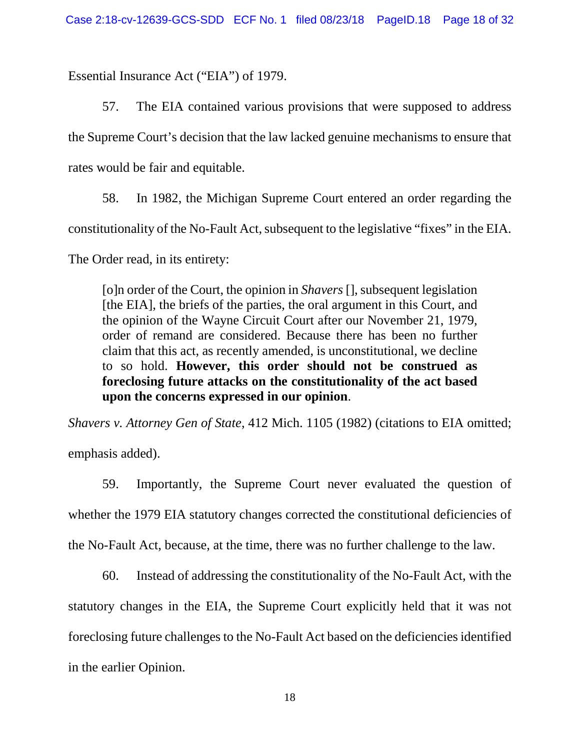Essential Insurance Act ("EIA") of 1979.

57. The EIA contained various provisions that were supposed to address the Supreme Court's decision that the law lacked genuine mechanisms to ensure that rates would be fair and equitable.

58. In 1982, the Michigan Supreme Court entered an order regarding the constitutionality of the No-Fault Act, subsequent to the legislative "fixes" in the EIA. The Order read, in its entirety:

> [o]n order of the Court, the opinion in *Shavers* [], subsequent legislation [the EIA], the briefs of the parties, the oral argument in this Court, and the opinion of the Wayne Circuit Court after our November 21, 1979, order of remand are considered. Because there has been no further claim that this act, as recently amended, is unconstitutional, we decline to so hold. **However, this order should not be construed as foreclosing future attacks on the constitutionality of the act based upon the concerns expressed in our opinion**.

*Shavers v. Attorney Gen of State*, 412 Mich. 1105 (1982) (citations to EIA omitted; emphasis added).

59. Importantly, the Supreme Court never evaluated the question of whether the 1979 EIA statutory changes corrected the constitutional deficiencies of the No-Fault Act, because, at the time, there was no further challenge to the law.

60. Instead of addressing the constitutionality of the No-Fault Act, with the statutory changes in the EIA, the Supreme Court explicitly held that it was not foreclosing future challenges to the No-Fault Act based on the deficiencies identified in the earlier Opinion.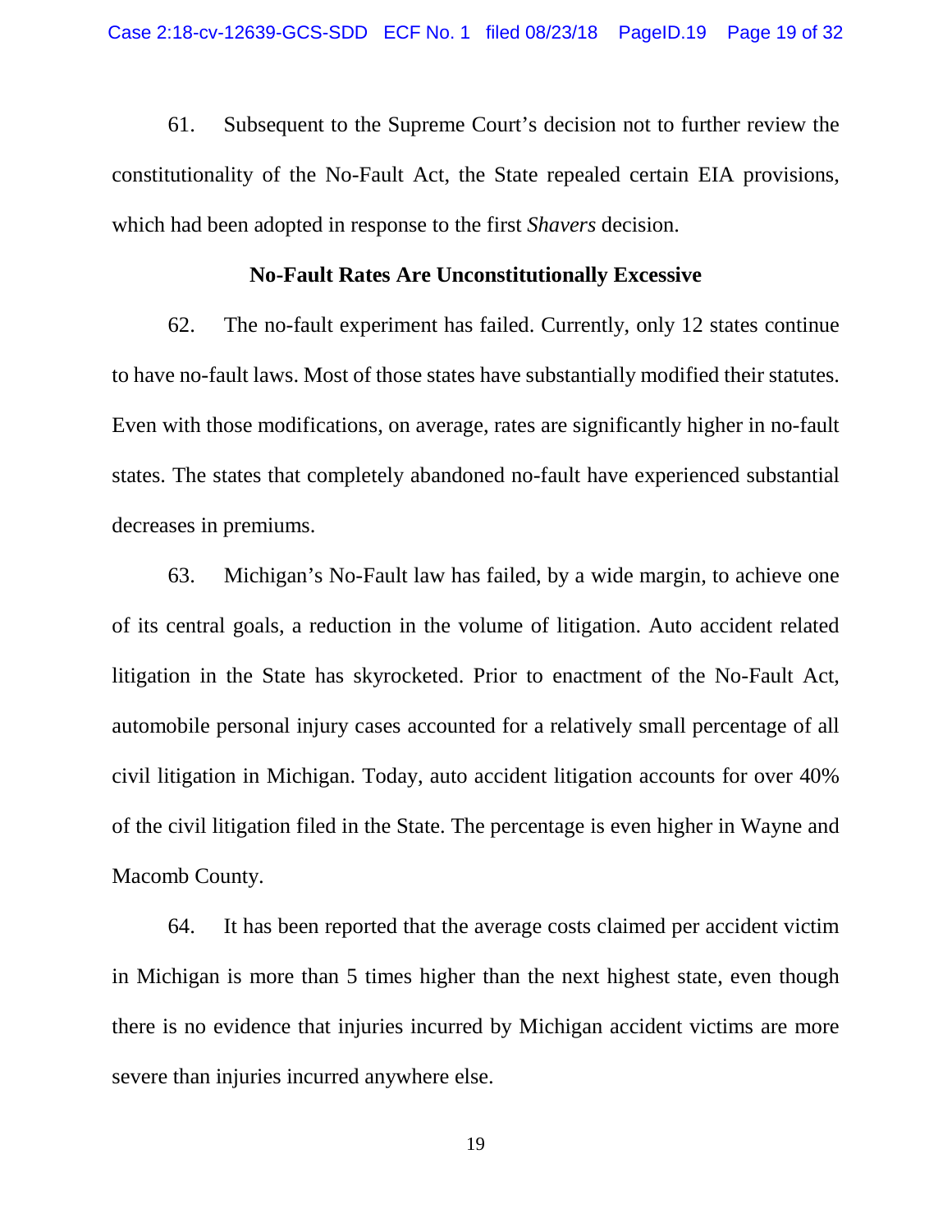61. Subsequent to the Supreme Court's decision not to further review the constitutionality of the No-Fault Act, the State repealed certain EIA provisions, which had been adopted in response to the first *Shavers* decision.

**No-Fault Rates Are Unconstitutionally Excessive**

62. The no-fault experiment has failed. Currently, only 12 states continue to have no-fault laws. Most of those states have substantially modified their statutes. Even with those modifications, on average, rates are significantly higher in no-fault states. The states that completely abandoned no-fault have experienced substantial decreases in premiums.

63. Michigan's No-Fault law has failed, by a wide margin, to achieve one of its central goals, a reduction in the volume of litigation. Auto accident related litigation in the State has skyrocketed. Prior to enactment of the No-Fault Act, automobile personal injury cases accounted for a relatively small percentage of all civil litigation in Michigan. Today, auto accident litigation accounts for over 40% of the civil litigation filed in the State. The percentage is even higher in Wayne and Macomb County.

64. It has been reported that the average costs claimed per accident victim in Michigan is more than 5 times higher than the next highest state, even though there is no evidence that injuries incurred by Michigan accident victims are more severe than injuries incurred anywhere else.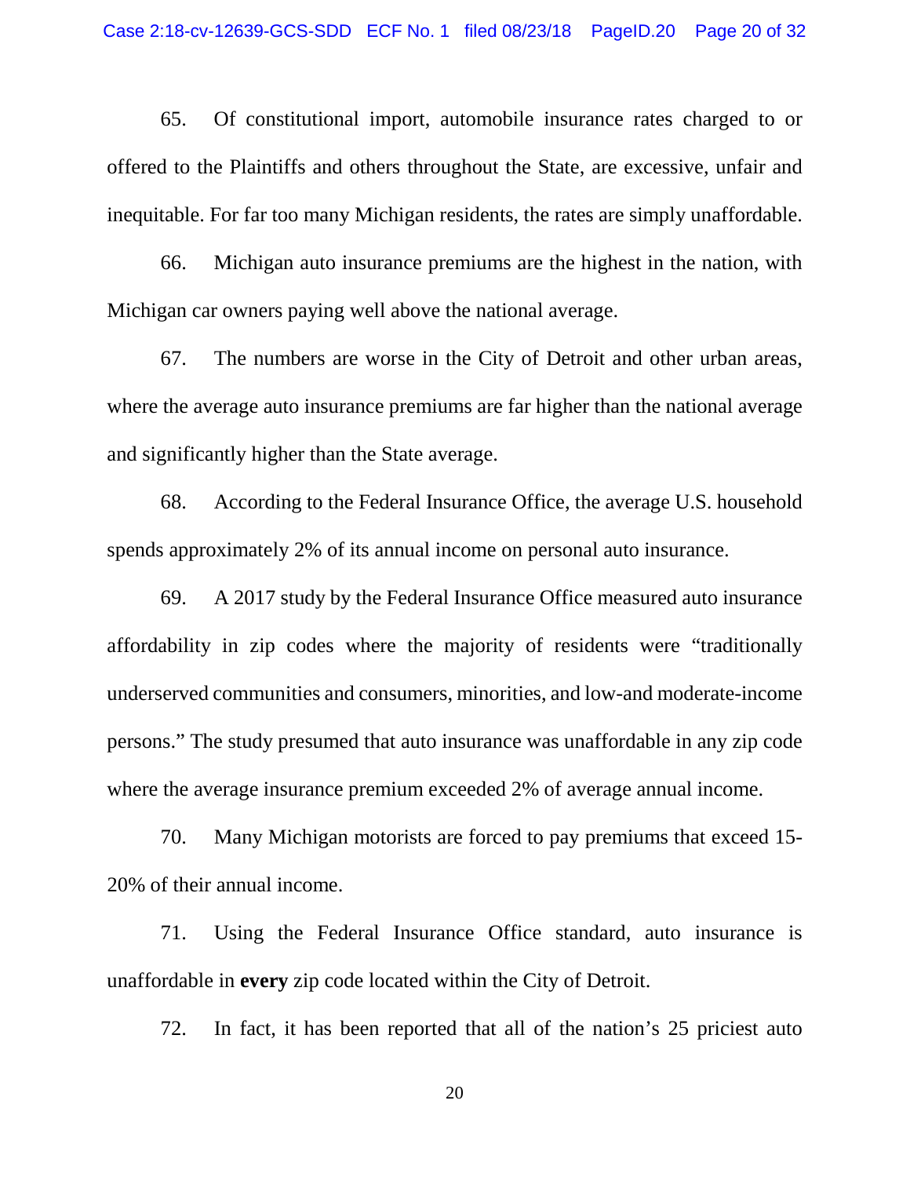65. Of constitutional import, automobile insurance rates charged to or offered to the Plaintiffs and others throughout the State, are excessive, unfair and inequitable. For far too many Michigan residents, the rates are simply unaffordable.

66. Michigan auto insurance premiums are the highest in the nation, with Michigan car owners paying well above the national average.

67. The numbers are worse in the City of Detroit and other urban areas, where the average auto insurance premiums are far higher than the national average and significantly higher than the State average.

68. According to the Federal Insurance Office, the average U.S. household spends approximately 2% of its annual income on personal auto insurance.

69. A 2017 study by the Federal Insurance Office measured auto insurance affordability in zip codes where the majority of residents were "traditionally underserved communities and consumers, minorities, and low-and moderate-income persons." The study presumed that auto insurance was unaffordable in any zip code where the average insurance premium exceeded 2% of average annual income.

70. Many Michigan motorists are forced to pay premiums that exceed 15-20% of their annual income.

71. Using the Federal Insurance Office standard, auto insurance is unaffordable in **every** zip code located within the City of Detroit.

72. In fact, it has been reported that all of the nation's 25 priciest auto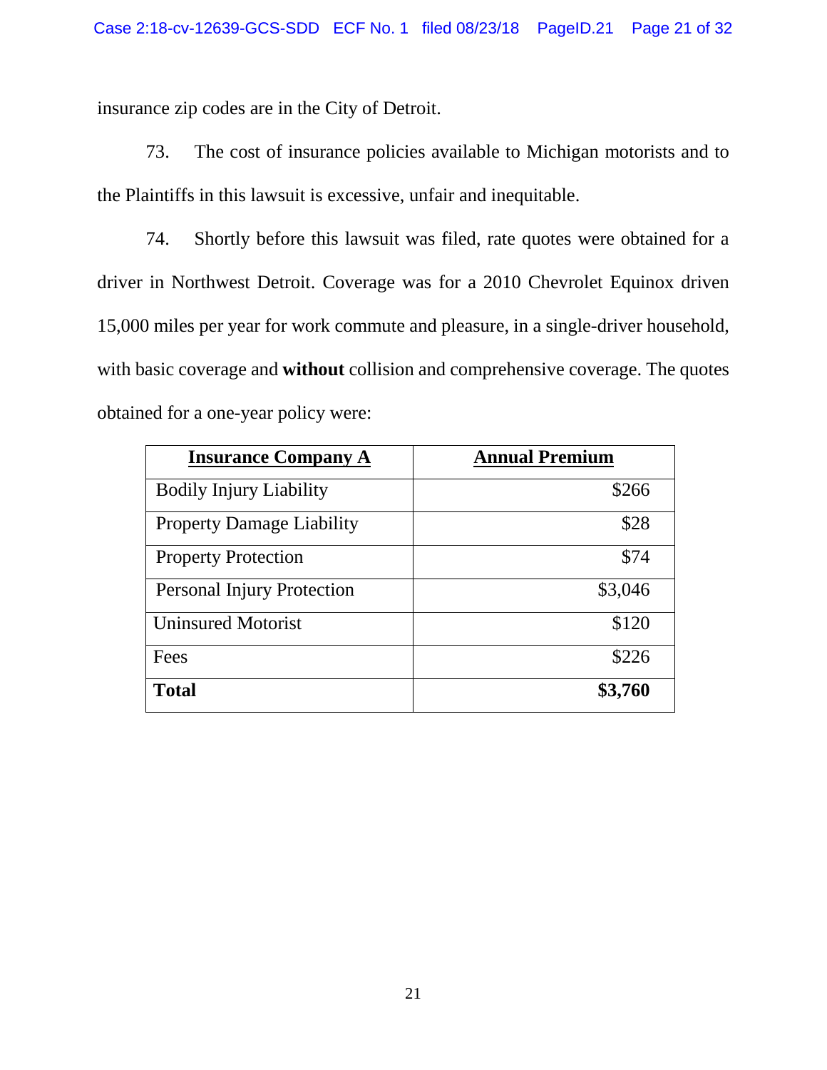insurance zip codes are in the City of Detroit.

73. The cost of insurance policies available to Michigan motorists and to the Plaintiffs in this lawsuit is excessive, unfair and inequitable.

74. Shortly before this lawsuit was filed, rate quotes were obtained for a driver in Northwest Detroit. Coverage was for a 2010 Chevrolet Equinox driven 15,000 miles per year for work commute and pleasure, in a single-driver household, with basic coverage and **without** collision and comprehensive coverage. The quotes obtained for a one-year policy were:

| **Insurance Company A** | **Annual Premium** |
|---|---:|
| Bodily Injury Liability | $266 |
| Property Damage Liability | $28 |
| Property Protection | $74 |
| Personal Injury Protection | $3,046 |
| Uninsured Motorist | $120 |
| Fees | $226 |
| **Total** | **$3,760** |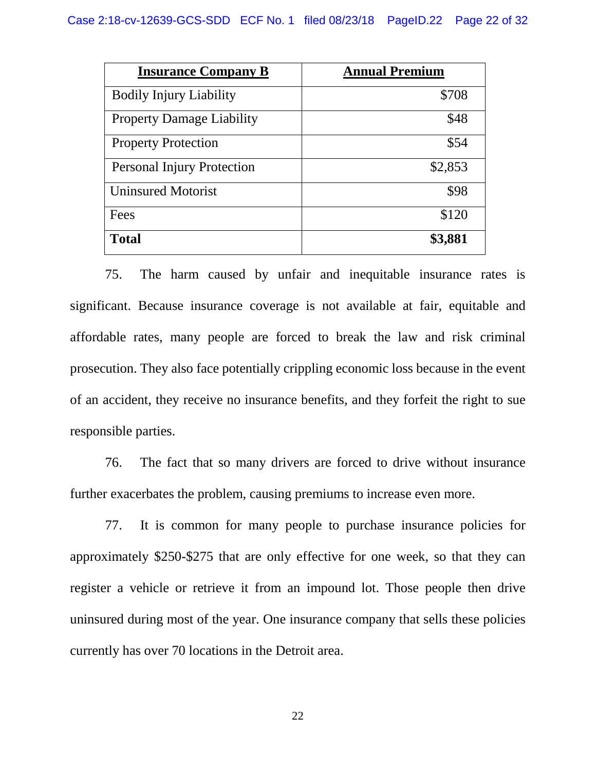| **Insurance Company B** | **Annual Premium** |
|---|---|
| Bodily Injury Liability | $708 |
| Property Damage Liability | $48 |
| Property Protection | $54 |
| Personal Injury Protection | $2,853 |
| Uninsured Motorist | $98 |
| Fees | $120 |
| **Total** | **$3,881** |

75. The harm caused by unfair and inequitable insurance rates is significant. Because insurance coverage is not available at fair, equitable and affordable rates, many people are forced to break the law and risk criminal prosecution. They also face potentially crippling economic loss because in the event of an accident, they receive no insurance benefits, and they forfeit the right to sue responsible parties.

76. The fact that so many drivers are forced to drive without insurance further exacerbates the problem, causing premiums to increase even more.

77. It is common for many people to purchase insurance policies for approximately $250-$275 that are only effective for one week, so that they can register a vehicle or retrieve it from an impound lot. Those people then drive uninsured during most of the year. One insurance company that sells these policies currently has over 70 locations in the Detroit area.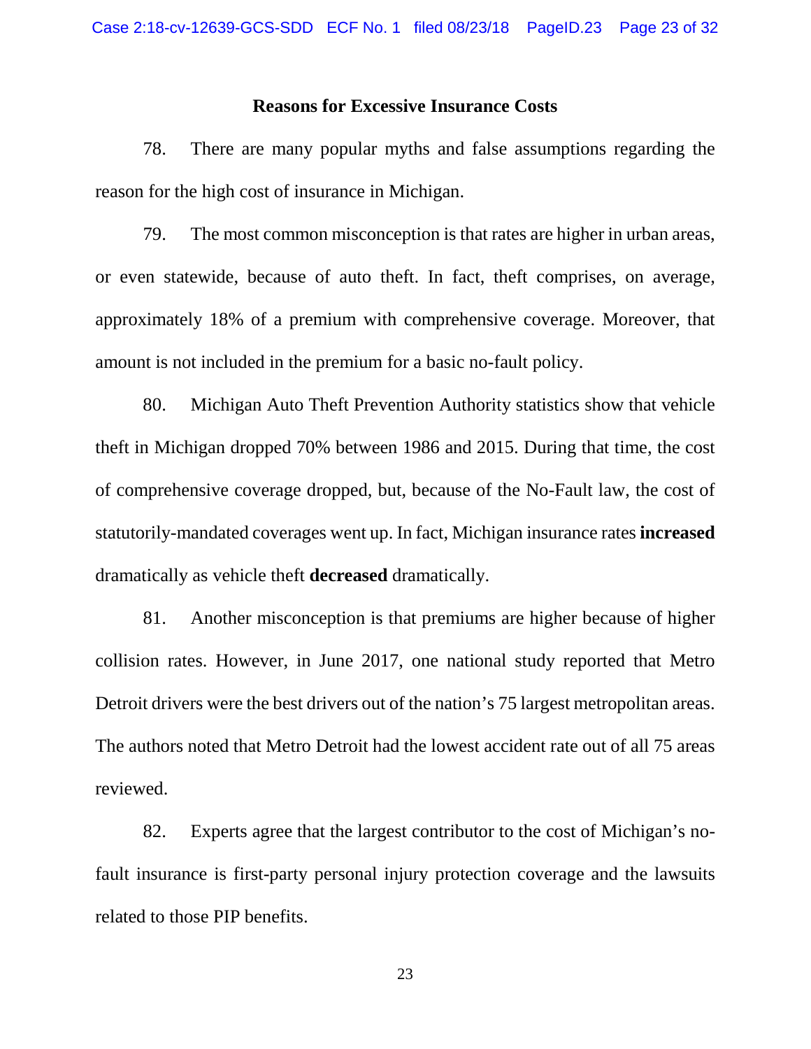**Reasons for Excessive Insurance Costs**

78. There are many popular myths and false assumptions regarding the reason for the high cost of insurance in Michigan.

79. The most common misconception is that rates are higher in urban areas, or even statewide, because of auto theft. In fact, theft comprises, on average, approximately 18% of a premium with comprehensive coverage. Moreover, that amount is not included in the premium for a basic no-fault policy.

80. Michigan Auto Theft Prevention Authority statistics show that vehicle theft in Michigan dropped 70% between 1986 and 2015. During that time, the cost of comprehensive coverage dropped, but, because of the No-Fault law, the cost of statutorily-mandated coverages went up. In fact, Michigan insurance rates **increased** dramatically as vehicle theft **decreased** dramatically.

81. Another misconception is that premiums are higher because of higher collision rates. However, in June 2017, one national study reported that Metro Detroit drivers were the best drivers out of the nation's 75 largest metropolitan areas. The authors noted that Metro Detroit had the lowest accident rate out of all 75 areas reviewed.

82. Experts agree that the largest contributor to the cost of Michigan's no-fault insurance is first-party personal injury protection coverage and the lawsuits related to those PIP benefits.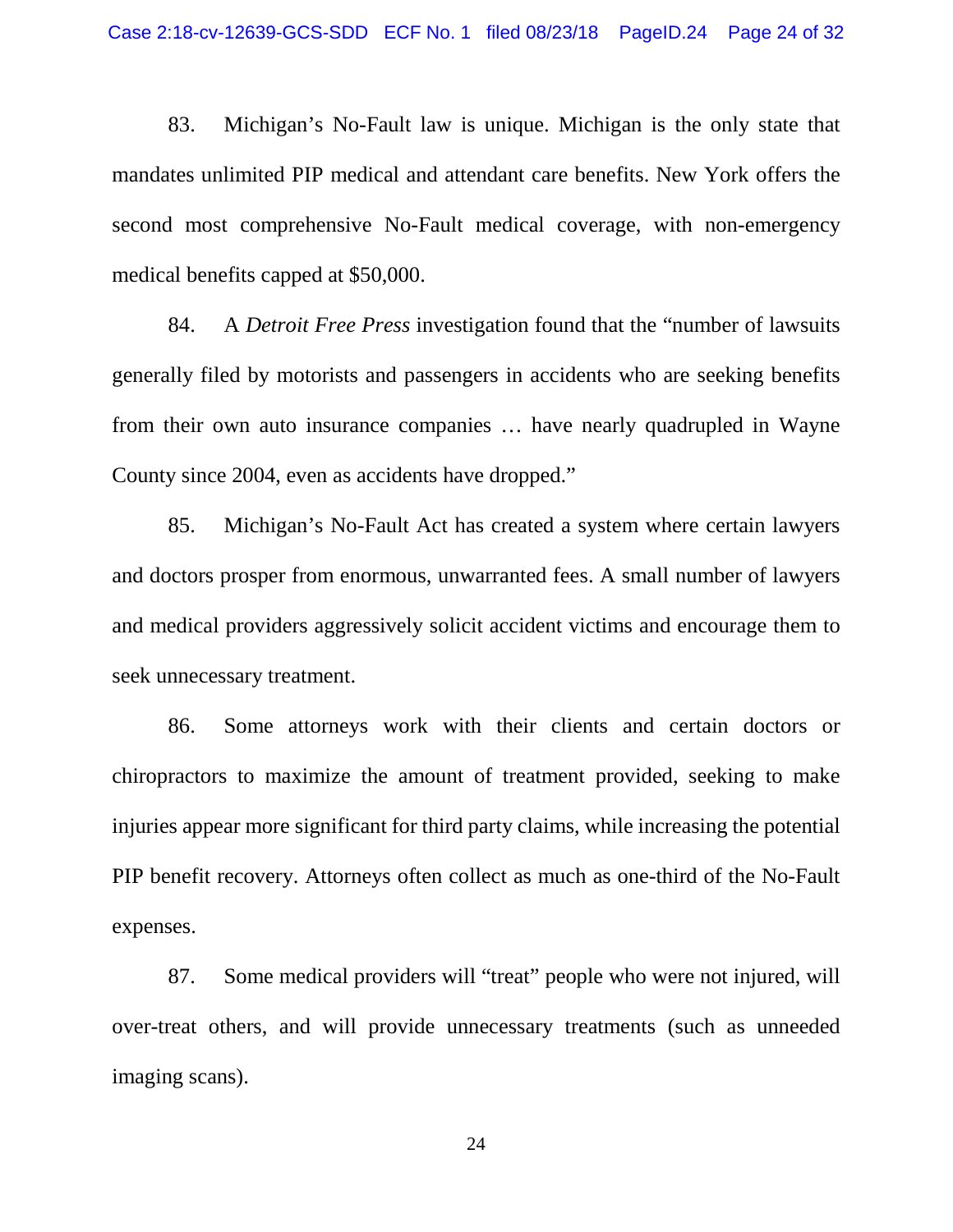83. Michigan's No-Fault law is unique. Michigan is the only state that mandates unlimited PIP medical and attendant care benefits. New York offers the second most comprehensive No-Fault medical coverage, with non-emergency medical benefits capped at $50,000.

84. A *Detroit Free Press* investigation found that the "number of lawsuits generally filed by motorists and passengers in accidents who are seeking benefits from their own auto insurance companies … have nearly quadrupled in Wayne County since 2004, even as accidents have dropped."

85. Michigan's No-Fault Act has created a system where certain lawyers and doctors prosper from enormous, unwarranted fees. A small number of lawyers and medical providers aggressively solicit accident victims and encourage them to seek unnecessary treatment.

86. Some attorneys work with their clients and certain doctors or chiropractors to maximize the amount of treatment provided, seeking to make injuries appear more significant for third party claims, while increasing the potential PIP benefit recovery. Attorneys often collect as much as one-third of the No-Fault expenses.

87. Some medical providers will "treat" people who were not injured, will over-treat others, and will provide unnecessary treatments (such as unneeded imaging scans).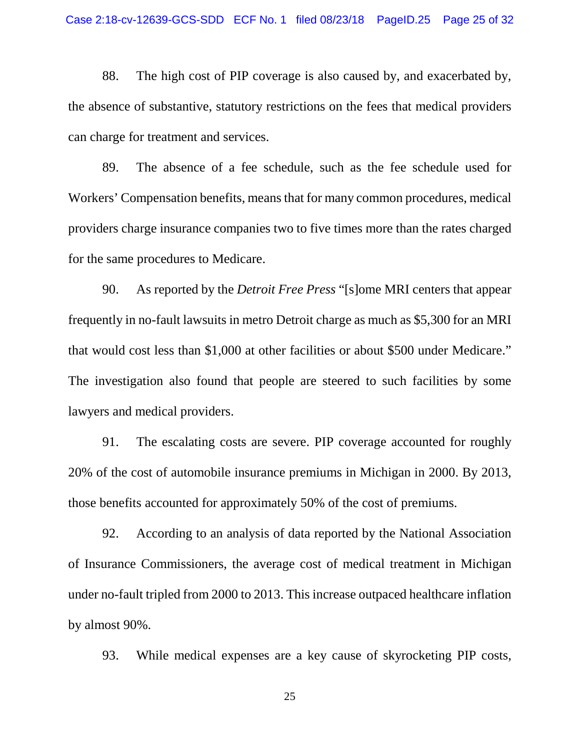88. The high cost of PIP coverage is also caused by, and exacerbated by, the absence of substantive, statutory restrictions on the fees that medical providers can charge for treatment and services.

89. The absence of a fee schedule, such as the fee schedule used for Workers' Compensation benefits, means that for many common procedures, medical providers charge insurance companies two to five times more than the rates charged for the same procedures to Medicare.

90. As reported by the *Detroit Free Press* "[s]ome MRI centers that appear frequently in no-fault lawsuits in metro Detroit charge as much as $5,300 for an MRI that would cost less than $1,000 at other facilities or about $500 under Medicare." The investigation also found that people are steered to such facilities by some lawyers and medical providers.

91. The escalating costs are severe. PIP coverage accounted for roughly 20% of the cost of automobile insurance premiums in Michigan in 2000. By 2013, those benefits accounted for approximately 50% of the cost of premiums.

92. According to an analysis of data reported by the National Association of Insurance Commissioners, the average cost of medical treatment in Michigan under no-fault tripled from 2000 to 2013. This increase outpaced healthcare inflation by almost 90%.

93. While medical expenses are a key cause of skyrocketing PIP costs,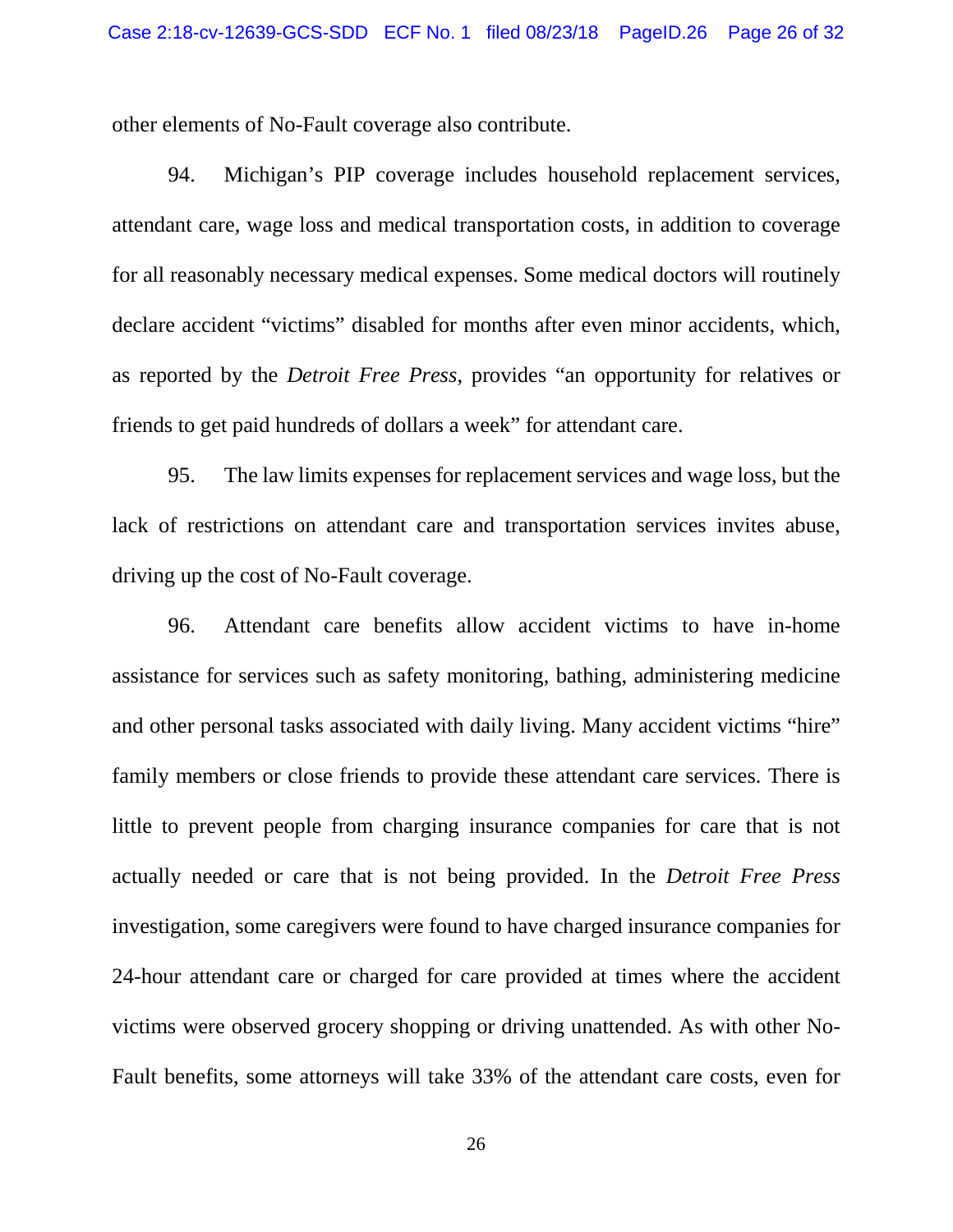other elements of No-Fault coverage also contribute.

94. Michigan's PIP coverage includes household replacement services, attendant care, wage loss and medical transportation costs, in addition to coverage for all reasonably necessary medical expenses. Some medical doctors will routinely declare accident "victims" disabled for months after even minor accidents, which, as reported by the *Detroit Free Press*, provides "an opportunity for relatives or friends to get paid hundreds of dollars a week" for attendant care.

95. The law limits expenses for replacement services and wage loss, but the lack of restrictions on attendant care and transportation services invites abuse, driving up the cost of No-Fault coverage.

96. Attendant care benefits allow accident victims to have in-home assistance for services such as safety monitoring, bathing, administering medicine and other personal tasks associated with daily living. Many accident victims "hire" family members or close friends to provide these attendant care services. There is little to prevent people from charging insurance companies for care that is not actually needed or care that is not being provided. In the *Detroit Free Press* investigation, some caregivers were found to have charged insurance companies for 24-hour attendant care or charged for care provided at times where the accident victims were observed grocery shopping or driving unattended. As with other No-Fault benefits, some attorneys will take 33% of the attendant care costs, even for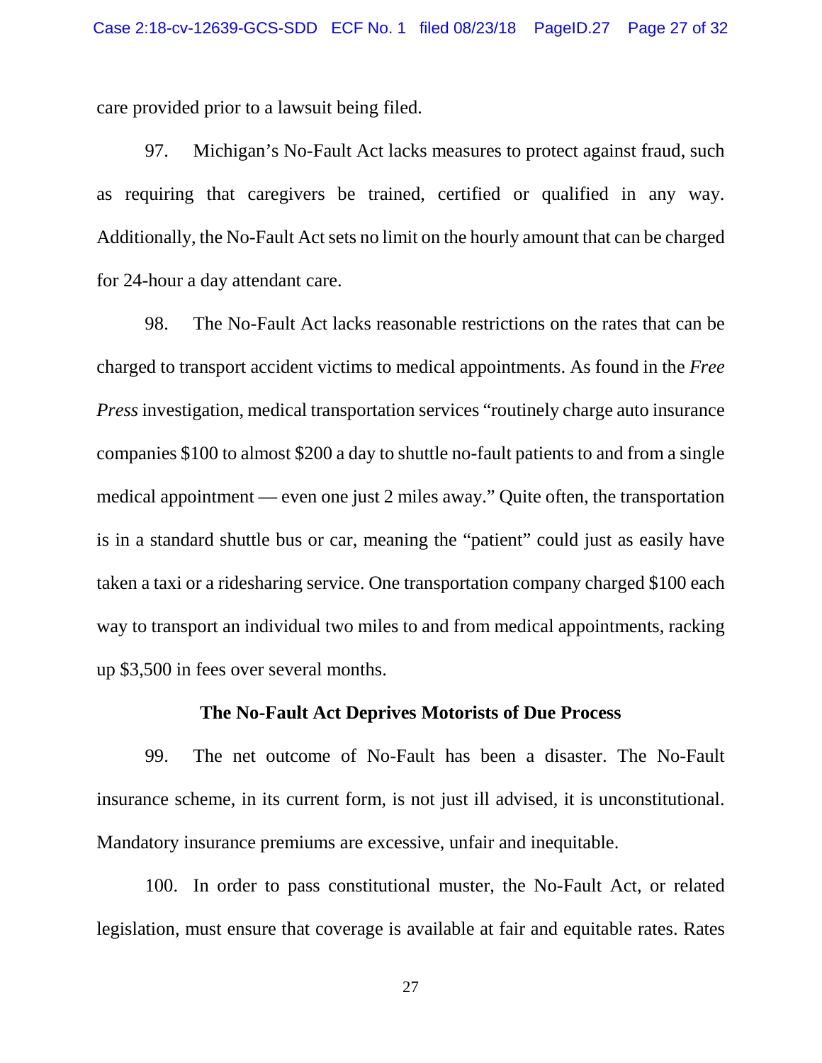care provided prior to a lawsuit being filed.

97. Michigan's No-Fault Act lacks measures to protect against fraud, such as requiring that caregivers be trained, certified or qualified in any way. Additionally, the No-Fault Act sets no limit on the hourly amount that can be charged for 24-hour a day attendant care.

98. The No-Fault Act lacks reasonable restrictions on the rates that can be charged to transport accident victims to medical appointments. As found in the *Free Press* investigation, medical transportation services "routinely charge auto insurance companies $100 to almost $200 a day to shuttle no-fault patients to and from a single medical appointment — even one just 2 miles away." Quite often, the transportation is in a standard shuttle bus or car, meaning the "patient" could just as easily have taken a taxi or a ridesharing service. One transportation company charged $100 each way to transport an individual two miles to and from medical appointments, racking up $3,500 in fees over several months.

**The No-Fault Act Deprives Motorists of Due Process**

99. The net outcome of No-Fault has been a disaster. The No-Fault insurance scheme, in its current form, is not just ill advised, it is unconstitutional. Mandatory insurance premiums are excessive, unfair and inequitable.

100. In order to pass constitutional muster, the No-Fault Act, or related legislation, must ensure that coverage is available at fair and equitable rates. Rates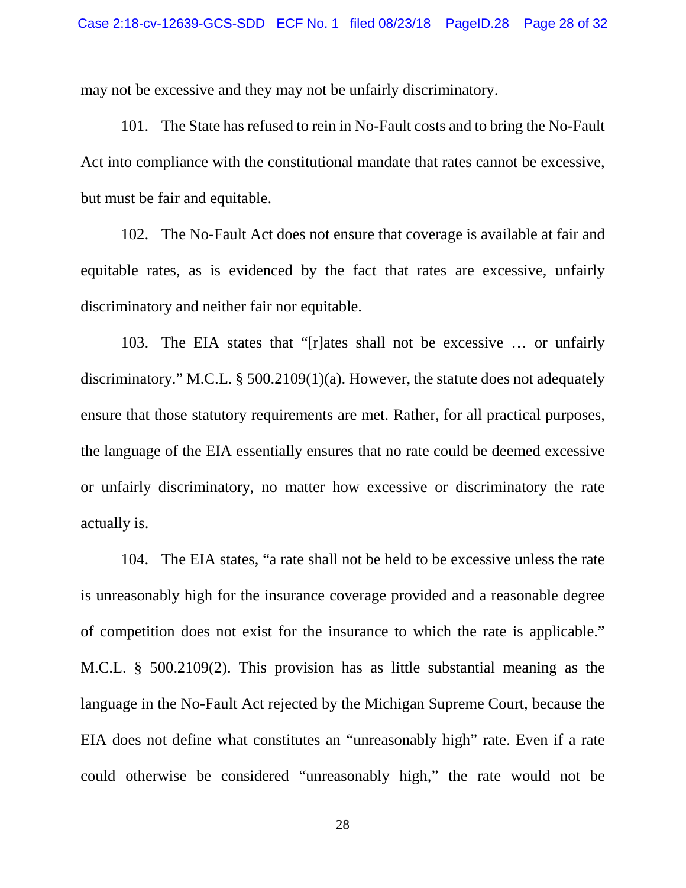may not be excessive and they may not be unfairly discriminatory.

101. The State has refused to rein in No-Fault costs and to bring the No-Fault Act into compliance with the constitutional mandate that rates cannot be excessive, but must be fair and equitable.

102. The No-Fault Act does not ensure that coverage is available at fair and equitable rates, as is evidenced by the fact that rates are excessive, unfairly discriminatory and neither fair nor equitable.

103. The EIA states that "[r]ates shall not be excessive … or unfairly discriminatory." M.C.L. § 500.2109(1)(a). However, the statute does not adequately ensure that those statutory requirements are met. Rather, for all practical purposes, the language of the EIA essentially ensures that no rate could be deemed excessive or unfairly discriminatory, no matter how excessive or discriminatory the rate actually is.

104. The EIA states, "a rate shall not be held to be excessive unless the rate is unreasonably high for the insurance coverage provided and a reasonable degree of competition does not exist for the insurance to which the rate is applicable." M.C.L. § 500.2109(2). This provision has as little substantial meaning as the language in the No-Fault Act rejected by the Michigan Supreme Court, because the EIA does not define what constitutes an "unreasonably high" rate. Even if a rate could otherwise be considered "unreasonably high," the rate would not be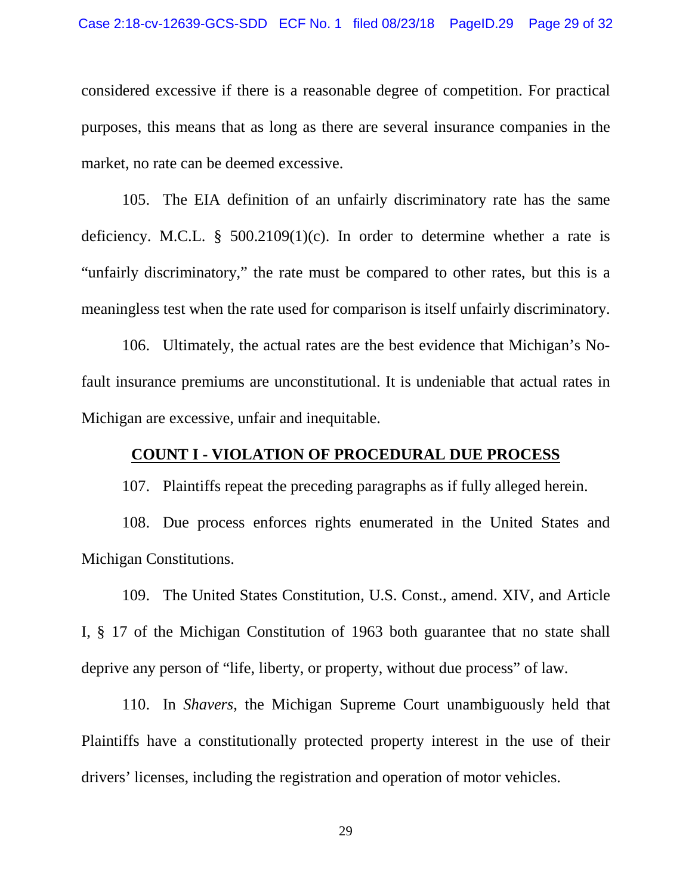considered excessive if there is a reasonable degree of competition. For practical purposes, this means that as long as there are several insurance companies in the market, no rate can be deemed excessive.

105. The EIA definition of an unfairly discriminatory rate has the same deficiency. M.C.L. § 500.2109(1)(c). In order to determine whether a rate is "unfairly discriminatory," the rate must be compared to other rates, but this is a meaningless test when the rate used for comparison is itself unfairly discriminatory.

106. Ultimately, the actual rates are the best evidence that Michigan's No-fault insurance premiums are unconstitutional. It is undeniable that actual rates in Michigan are excessive, unfair and inequitable.

## COUNT I - VIOLATION OF PROCEDURAL DUE PROCESS

107. Plaintiffs repeat the preceding paragraphs as if fully alleged herein.

108. Due process enforces rights enumerated in the United States and Michigan Constitutions.

109. The United States Constitution, U.S. Const., amend. XIV, and Article I, § 17 of the Michigan Constitution of 1963 both guarantee that no state shall deprive any person of "life, liberty, or property, without due process" of law.

110. In *Shavers*, the Michigan Supreme Court unambiguously held that Plaintiffs have a constitutionally protected property interest in the use of their drivers' licenses, including the registration and operation of motor vehicles.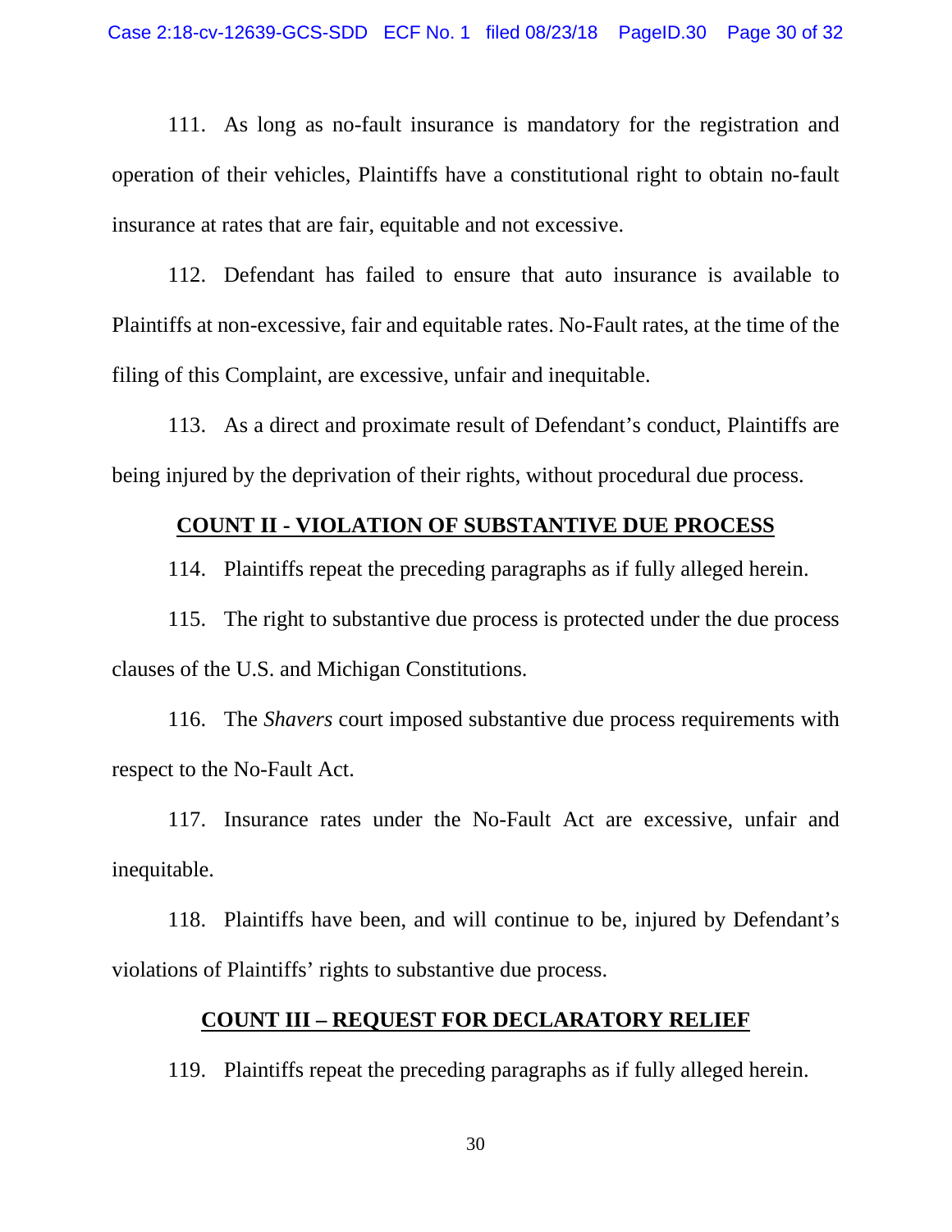111. As long as no-fault insurance is mandatory for the registration and operation of their vehicles, Plaintiffs have a constitutional right to obtain no-fault insurance at rates that are fair, equitable and not excessive.

112. Defendant has failed to ensure that auto insurance is available to Plaintiffs at non-excessive, fair and equitable rates. No-Fault rates, at the time of the filing of this Complaint, are excessive, unfair and inequitable.

113. As a direct and proximate result of Defendant's conduct, Plaintiffs are being injured by the deprivation of their rights, without procedural due process.

## COUNT II - VIOLATION OF SUBSTANTIVE DUE PROCESS

114. Plaintiffs repeat the preceding paragraphs as if fully alleged herein.

115. The right to substantive due process is protected under the due process clauses of the U.S. and Michigan Constitutions.

116. The *Shavers* court imposed substantive due process requirements with respect to the No-Fault Act.

117. Insurance rates under the No-Fault Act are excessive, unfair and inequitable.

118. Plaintiffs have been, and will continue to be, injured by Defendant's violations of Plaintiffs' rights to substantive due process.

## COUNT III – REQUEST FOR DECLARATORY RELIEF

119. Plaintiffs repeat the preceding paragraphs as if fully alleged herein.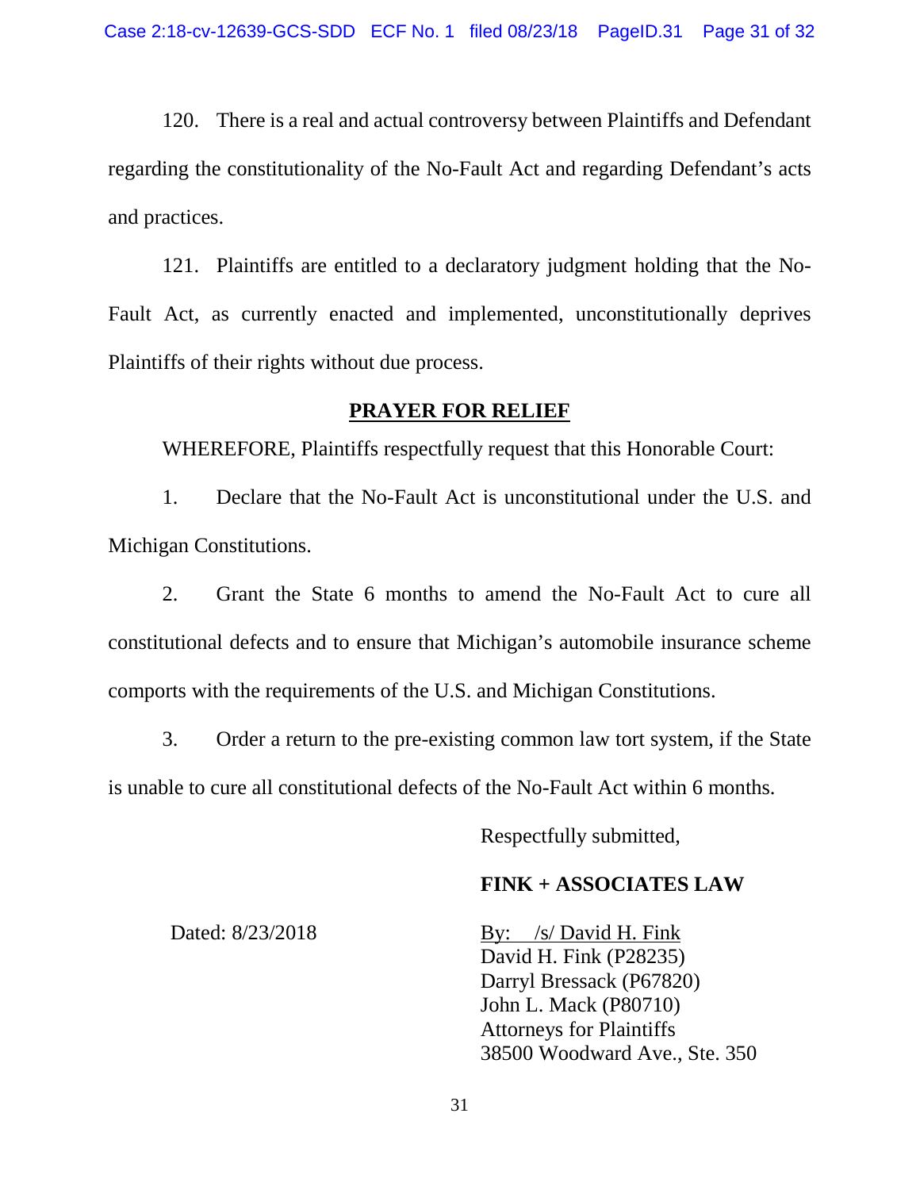120. There is a real and actual controversy between Plaintiffs and Defendant regarding the constitutionality of the No-Fault Act and regarding Defendant's acts and practices.

121. Plaintiffs are entitled to a declaratory judgment holding that the No-Fault Act, as currently enacted and implemented, unconstitutionally deprives Plaintiffs of their rights without due process.

## PRAYER FOR RELIEF

WHEREFORE, Plaintiffs respectfully request that this Honorable Court:

1. Declare that the No-Fault Act is unconstitutional under the U.S. and Michigan Constitutions.

2. Grant the State 6 months to amend the No-Fault Act to cure all constitutional defects and to ensure that Michigan's automobile insurance scheme comports with the requirements of the U.S. and Michigan Constitutions.

3. Order a return to the pre-existing common law tort system, if the State is unable to cure all constitutional defects of the No-Fault Act within 6 months.

Respectfully submitted,

**FINK + ASSOCIATES LAW**

Dated: 8/23/2018

By: /s/ David H. Fink
David H. Fink (P28235)
Darryl Bressack (P67820)
John L. Mack (P80710)
Attorneys for Plaintiffs
38500 Woodward Ave., Ste. 350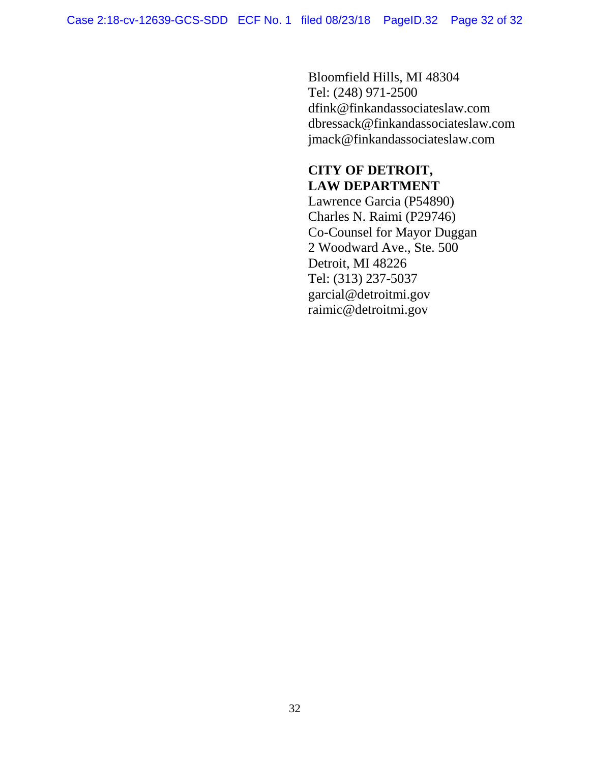Bloomfield Hills, MI 48304
Tel: (248) 971-2500
dfink@finkandassociateslaw.com
dbressack@finkandassociateslaw.com
jmack@finkandassociateslaw.com

**CITY OF DETROIT,**
**LAW DEPARTMENT**
Lawrence Garcia (P54890)
Charles N. Raimi (P29746)
Co-Counsel for Mayor Duggan
2 Woodward Ave., Ste. 500
Detroit, MI 48226
Tel: (313) 237-5037
garcial@detroitmi.gov
raimic@detroitmi.gov